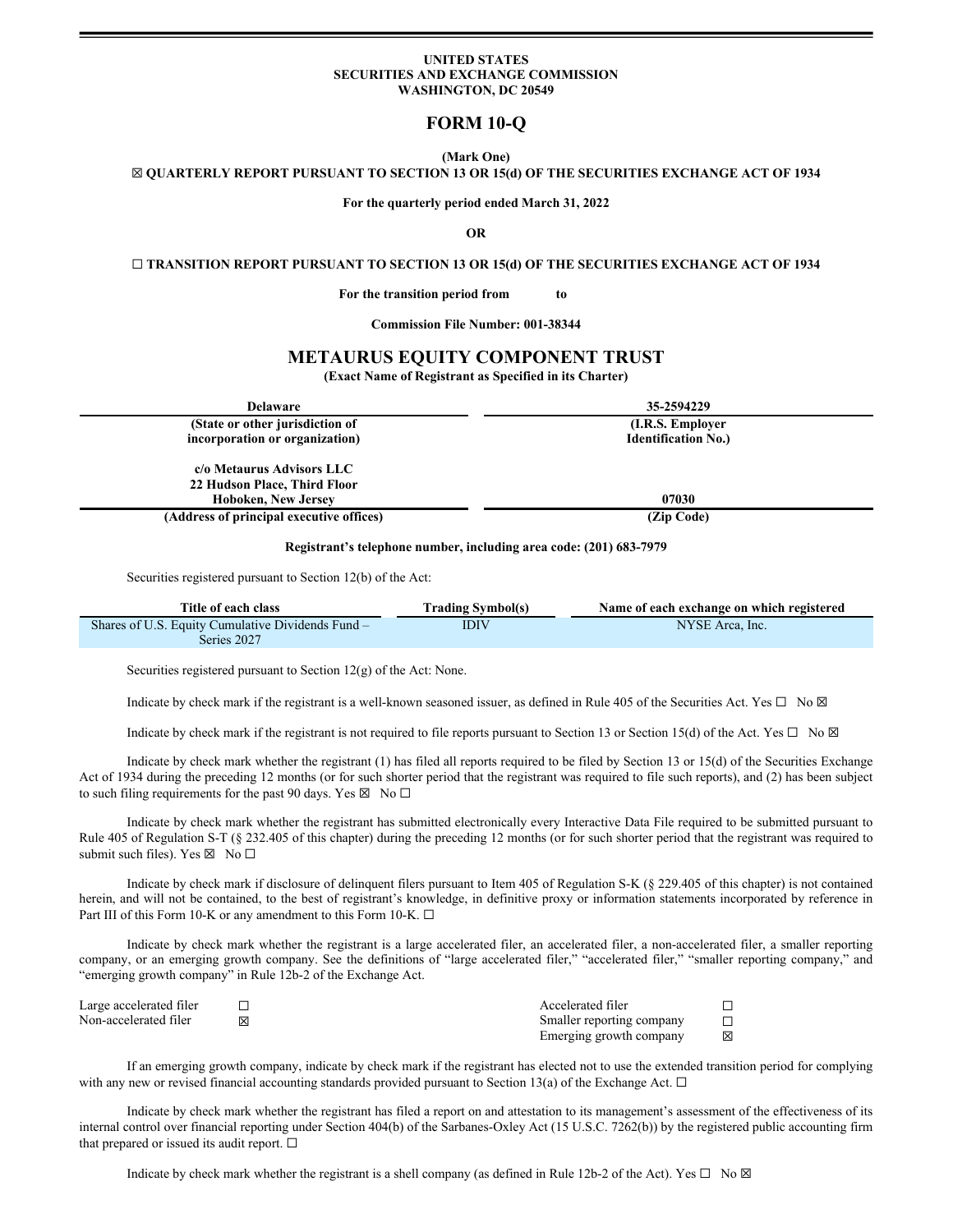**UNITED STATES**
**SECURITIES AND EXCHANGE COMMISSION**
**WASHINGTON, DC 20549**

# FORM 10-Q

**(Mark One)**

**☒ QUARTERLY REPORT PURSUANT TO SECTION 13 OR 15(d) OF THE SECURITIES EXCHANGE ACT OF 1934**

**For the quarterly period ended March 31, 2022**

**OR**

**☐ TRANSITION REPORT PURSUANT TO SECTION 13 OR 15(d) OF THE SECURITIES EXCHANGE ACT OF 1934**

**For the transition period from to**

**Commission File Number: 001-38344**

## METAURUS EQUITY COMPONENT TRUST

**(Exact Name of Registrant as Specified in its Charter)**

| Delaware | 35-2594229 |
|---|---|
| **(State or other jurisdiction of incorporation or organization)** | **(I.R.S. Employer Identification No.)** |
| **c/o Metaurus Advisors LLC 22 Hudson Place, Third Floor Hoboken, New Jersey** | **07030** |
| **(Address of principal executive offices)** | **(Zip Code)** |

**Registrant's telephone number, including area code: (201) 683-7979**

Securities registered pursuant to Section 12(b) of the Act:

| Title of each class | Trading Symbol(s) | Name of each exchange on which registered |
|---|---|---|
| Shares of U.S. Equity Cumulative Dividends Fund – Series 2027 | IDIV | NYSE Arca, Inc. |

Securities registered pursuant to Section 12(g) of the Act: None.

Indicate by check mark if the registrant is a well-known seasoned issuer, as defined in Rule 405 of the Securities Act. Yes ☐ No ☒

Indicate by check mark if the registrant is not required to file reports pursuant to Section 13 or Section 15(d) of the Act. Yes ☐ No ☒

Indicate by check mark whether the registrant (1) has filed all reports required to be filed by Section 13 or 15(d) of the Securities Exchange Act of 1934 during the preceding 12 months (or for such shorter period that the registrant was required to file such reports), and (2) has been subject to such filing requirements for the past 90 days. Yes ☒ No ☐

Indicate by check mark whether the registrant has submitted electronically every Interactive Data File required to be submitted pursuant to Rule 405 of Regulation S-T (§ 232.405 of this chapter) during the preceding 12 months (or for such shorter period that the registrant was required to submit such files). Yes ☒ No ☐

Indicate by check mark if disclosure of delinquent filers pursuant to Item 405 of Regulation S-K (§ 229.405 of this chapter) is not contained herein, and will not be contained, to the best of registrant's knowledge, in definitive proxy or information statements incorporated by reference in Part III of this Form 10-K or any amendment to this Form 10-K. ☐

Indicate by check mark whether the registrant is a large accelerated filer, an accelerated filer, a non-accelerated filer, a smaller reporting company, or an emerging growth company. See the definitions of "large accelerated filer," "accelerated filer," "smaller reporting company," and "emerging growth company" in Rule 12b-2 of the Exchange Act.

| | | | |
|---|---|---|---|
| Large accelerated filer | ☐ | Accelerated filer | ☐ |
| Non-accelerated filer | ☒ | Smaller reporting company | ☐ |
| | | Emerging growth company | ☒ |

If an emerging growth company, indicate by check mark if the registrant has elected not to use the extended transition period for complying with any new or revised financial accounting standards provided pursuant to Section 13(a) of the Exchange Act. ☐

Indicate by check mark whether the registrant has filed a report on and attestation to its management's assessment of the effectiveness of its internal control over financial reporting under Section 404(b) of the Sarbanes-Oxley Act (15 U.S.C. 7262(b)) by the registered public accounting firm that prepared or issued its audit report. ☐

Indicate by check mark whether the registrant is a shell company (as defined in Rule 12b-2 of the Act). Yes ☐ No ☒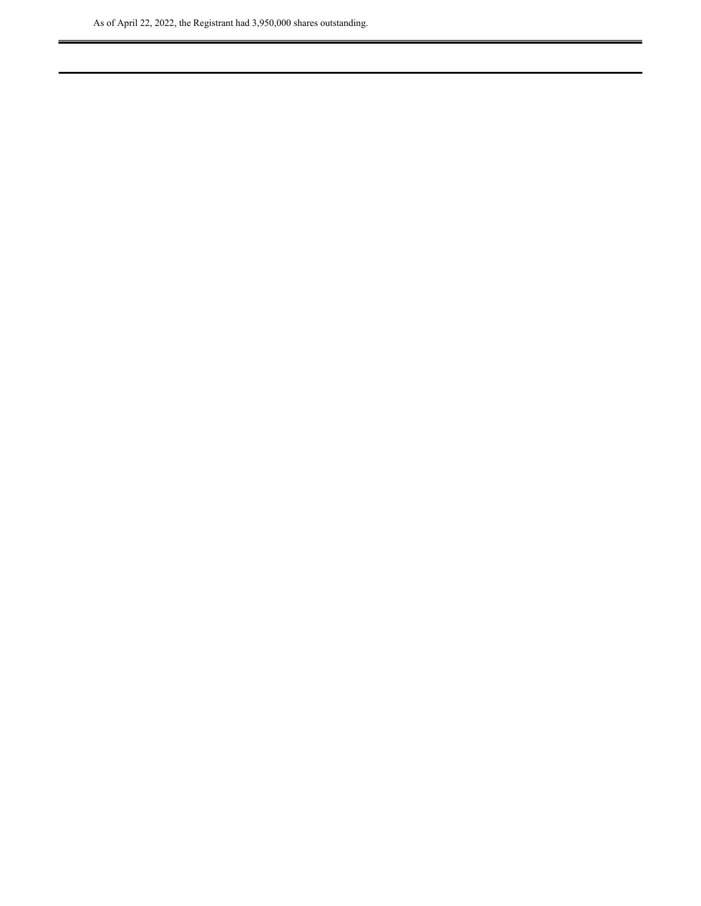As of April 22, 2022, the Registrant had 3,950,000 shares outstanding.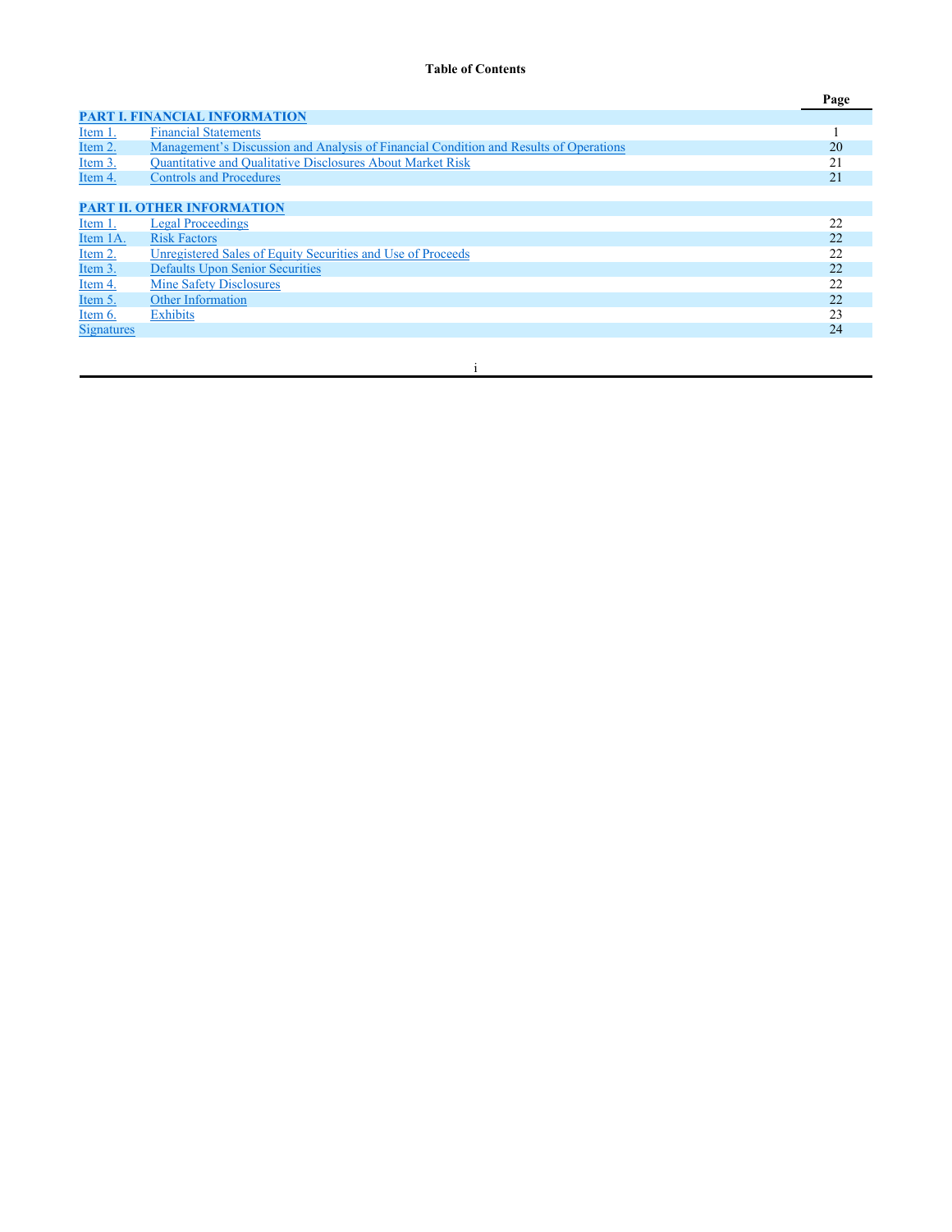**Table of Contents**

| | | Page |
|---|---|---|
| **PART I. FINANCIAL INFORMATION** | | |
| Item 1. | Financial Statements | 1 |
| Item 2. | Management's Discussion and Analysis of Financial Condition and Results of Operations | 20 |
| Item 3. | Quantitative and Qualitative Disclosures About Market Risk | 21 |
| Item 4. | Controls and Procedures | 21 |
| | | |
| **PART II. OTHER INFORMATION** | | |
| Item 1. | Legal Proceedings | 22 |
| Item 1A. | Risk Factors | 22 |
| Item 2. | Unregistered Sales of Equity Securities and Use of Proceeds | 22 |
| Item 3. | Defaults Upon Senior Securities | 22 |
| Item 4. | Mine Safety Disclosures | 22 |
| Item 5. | Other Information | 22 |
| Item 6. | Exhibits | 23 |
| Signatures | | 24 |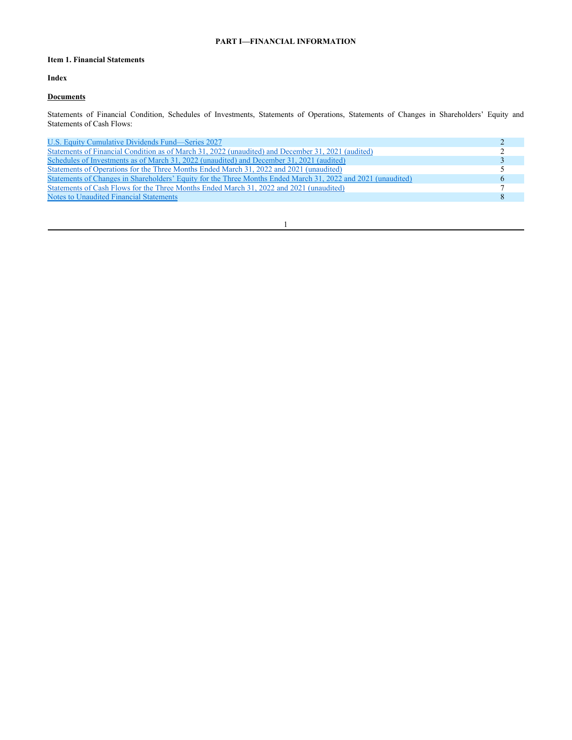**PART I—FINANCIAL INFORMATION**

**Item 1. Financial Statements**

**Index**

**Documents**

Statements of Financial Condition, Schedules of Investments, Statements of Operations, Statements of Changes in Shareholders' Equity and Statements of Cash Flows:

| | |
|---|---|
| U.S. Equity Cumulative Dividends Fund—Series 2027 | 2 |
| Statements of Financial Condition as of March 31, 2022 (unaudited) and December 31, 2021 (audited) | 2 |
| Schedules of Investments as of March 31, 2022 (unaudited) and December 31, 2021 (audited) | 3 |
| Statements of Operations for the Three Months Ended March 31, 2022 and 2021 (unaudited) | 5 |
| Statements of Changes in Shareholders' Equity for the Three Months Ended March 31, 2022 and 2021 (unaudited) | 6 |
| Statements of Cash Flows for the Three Months Ended March 31, 2022 and 2021 (unaudited) | 7 |
| Notes to Unaudited Financial Statements | 8 |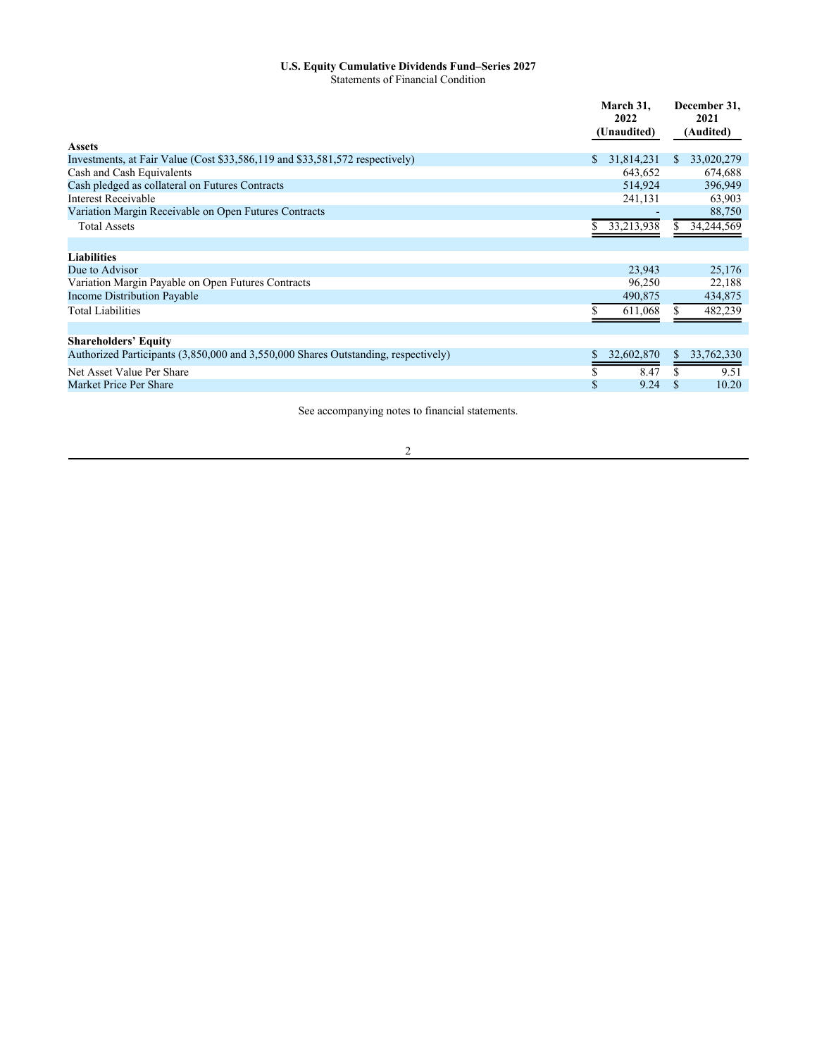**U.S. Equity Cumulative Dividends Fund–Series 2027**

Statements of Financial Condition

| | March 31, 2022 (Unaudited) | December 31, 2021 (Audited) |
|---|---|---|
| **Assets** | | |
| Investments, at Fair Value (Cost $33,586,119 and $33,581,572 respectively) | $ 31,814,231 | $ 33,020,279 |
| Cash and Cash Equivalents | 643,652 | 674,688 |
| Cash pledged as collateral on Futures Contracts | 514,924 | 396,949 |
| Interest Receivable | 241,131 | 63,903 |
| Variation Margin Receivable on Open Futures Contracts | - | 88,750 |
| Total Assets | $ 33,213,938 | $ 34,244,569 |
| | | |
| **Liabilities** | | |
| Due to Advisor | 23,943 | 25,176 |
| Variation Margin Payable on Open Futures Contracts | 96,250 | 22,188 |
| Income Distribution Payable | 490,875 | 434,875 |
| Total Liabilities | $ 611,068 | $ 482,239 |
| | | |
| **Shareholders' Equity** | | |
| Authorized Participants (3,850,000 and 3,550,000 Shares Outstanding, respectively) | $ 32,602,870 | $ 33,762,330 |
| Net Asset Value Per Share | $ 8.47 | $ 9.51 |
| Market Price Per Share | $ 9.24 | $ 10.20 |

See accompanying notes to financial statements.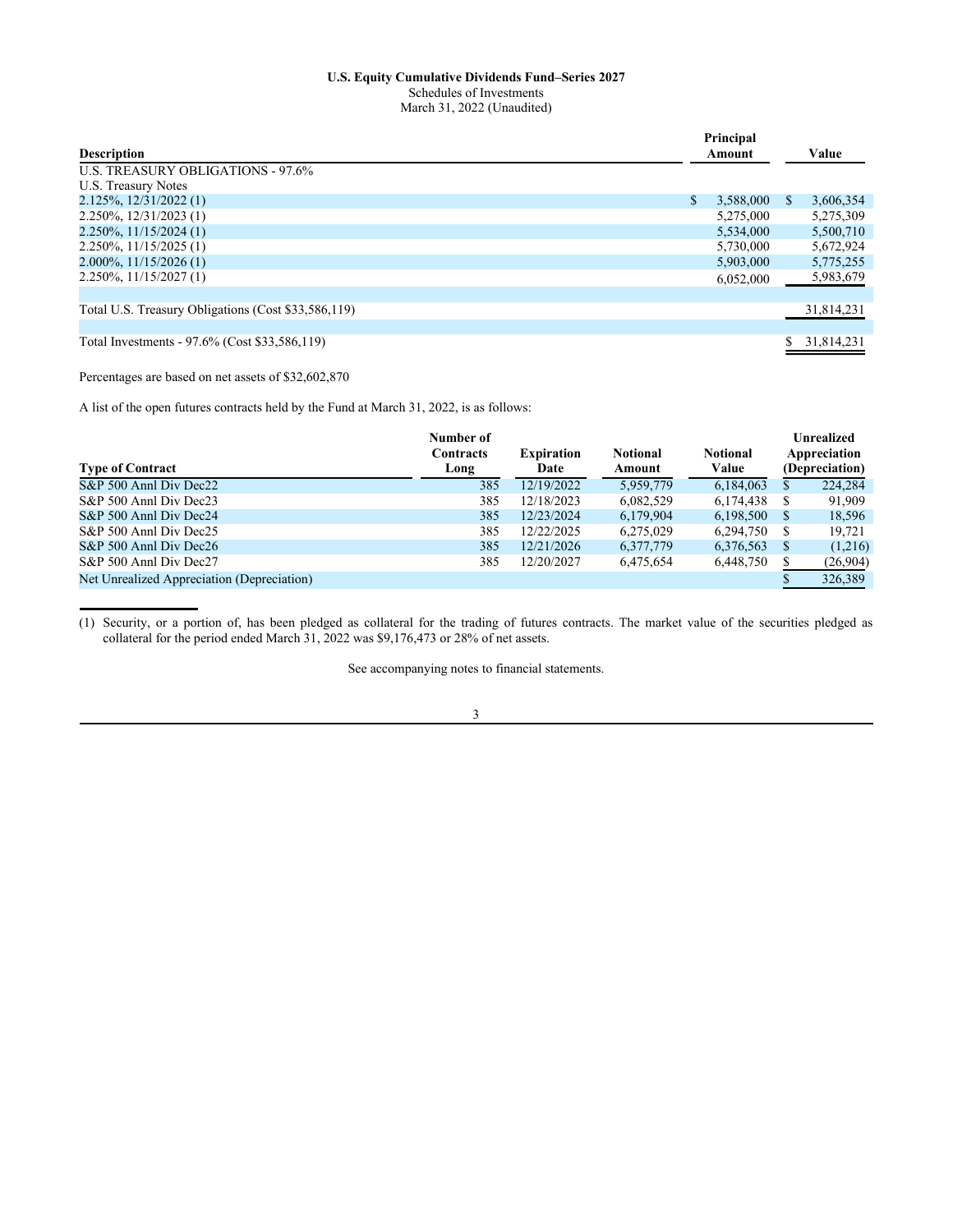**U.S. Equity Cumulative Dividends Fund–Series 2027**
Schedules of Investments
March 31, 2022 (Unaudited)

| Description | Principal Amount | Value |
|---|---|---|
| U.S. TREASURY OBLIGATIONS - 97.6% | | |
| U.S. Treasury Notes | | |
| 2.125%, 12/31/2022 (1) | $ 3,588,000 | $ 3,606,354 |
| 2.250%, 12/31/2023 (1) | 5,275,000 | 5,275,309 |
| 2.250%, 11/15/2024 (1) | 5,534,000 | 5,500,710 |
| 2.250%, 11/15/2025 (1) | 5,730,000 | 5,672,924 |
| 2.000%, 11/15/2026 (1) | 5,903,000 | 5,775,255 |
| 2.250%, 11/15/2027 (1) | 6,052,000 | 5,983,679 |
| | | |
| Total U.S. Treasury Obligations (Cost $33,586,119) | | 31,814,231 |
| | | |
| Total Investments - 97.6% (Cost $33,586,119) | | $ 31,814,231 |

Percentages are based on net assets of $32,602,870

A list of the open futures contracts held by the Fund at March 31, 2022, is as follows:

| Type of Contract | Number of Contracts Long | Expiration Date | Notional Amount | Notional Value | Unrealized Appreciation (Depreciation) |
|---|---|---|---|---|---|
| S&P 500 Annl Div Dec22 | 385 | 12/19/2022 | 5,959,779 | 6,184,063 | $ 224,284 |
| S&P 500 Annl Div Dec23 | 385 | 12/18/2023 | 6,082,529 | 6,174,438 | $ 91,909 |
| S&P 500 Annl Div Dec24 | 385 | 12/23/2024 | 6,179,904 | 6,198,500 | $ 18,596 |
| S&P 500 Annl Div Dec25 | 385 | 12/22/2025 | 6,275,029 | 6,294,750 | $ 19,721 |
| S&P 500 Annl Div Dec26 | 385 | 12/21/2026 | 6,377,779 | 6,376,563 | $ (1,216) |
| S&P 500 Annl Div Dec27 | 385 | 12/20/2027 | 6,475,654 | 6,448,750 | $ (26,904) |
| Net Unrealized Appreciation (Depreciation) | | | | | $ 326,389 |

(1) Security, or a portion of, has been pledged as collateral for the trading of futures contracts. The market value of the securities pledged as collateral for the period ended March 31, 2022 was $9,176,473 or 28% of net assets.

See accompanying notes to financial statements.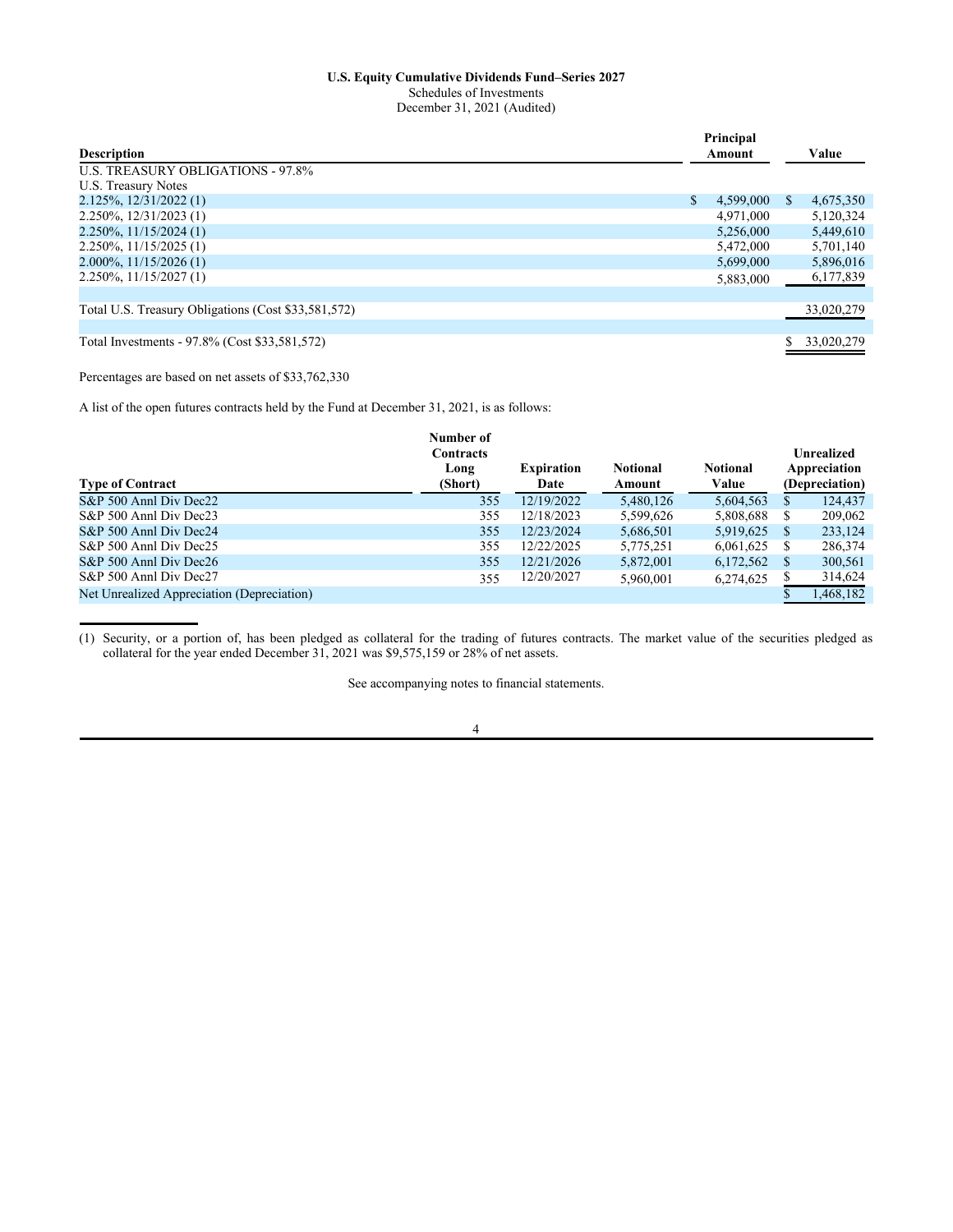**U.S. Equity Cumulative Dividends Fund–Series 2027**
Schedules of Investments
December 31, 2021 (Audited)

| Description | Principal Amount | Value |
|---|---|---|
| U.S. TREASURY OBLIGATIONS - 97.8% | | |
| U.S. Treasury Notes | | |
| 2.125%, 12/31/2022 (1) | $ 4,599,000 | $ 4,675,350 |
| 2.250%, 12/31/2023 (1) | 4,971,000 | 5,120,324 |
| 2.250%, 11/15/2024 (1) | 5,256,000 | 5,449,610 |
| 2.250%, 11/15/2025 (1) | 5,472,000 | 5,701,140 |
| 2.000%, 11/15/2026 (1) | 5,699,000 | 5,896,016 |
| 2.250%, 11/15/2027 (1) | 5,883,000 | 6,177,839 |
| Total U.S. Treasury Obligations (Cost $33,581,572) | | 33,020,279 |
| Total Investments - 97.8% (Cost $33,581,572) | | $ 33,020,279 |

Percentages are based on net assets of $33,762,330

A list of the open futures contracts held by the Fund at December 31, 2021, is as follows:

| Type of Contract | Number of Contracts Long (Short) | Expiration Date | Notional Amount | Notional Value | Unrealized Appreciation (Depreciation) |
|---|---|---|---|---|---|
| S&P 500 Annl Div Dec22 | 355 | 12/19/2022 | 5,480,126 | 5,604,563 | $ 124,437 |
| S&P 500 Annl Div Dec23 | 355 | 12/18/2023 | 5,599,626 | 5,808,688 | $ 209,062 |
| S&P 500 Annl Div Dec24 | 355 | 12/23/2024 | 5,686,501 | 5,919,625 | $ 233,124 |
| S&P 500 Annl Div Dec25 | 355 | 12/22/2025 | 5,775,251 | 6,061,625 | $ 286,374 |
| S&P 500 Annl Div Dec26 | 355 | 12/21/2026 | 5,872,001 | 6,172,562 | $ 300,561 |
| S&P 500 Annl Div Dec27 | 355 | 12/20/2027 | 5,960,001 | 6,274,625 | $ 314,624 |
| Net Unrealized Appreciation (Depreciation) | | | | | $ 1,468,182 |

(1) Security, or a portion of, has been pledged as collateral for the trading of futures contracts. The market value of the securities pledged as collateral for the year ended December 31, 2021 was $9,575,159 or 28% of net assets.

See accompanying notes to financial statements.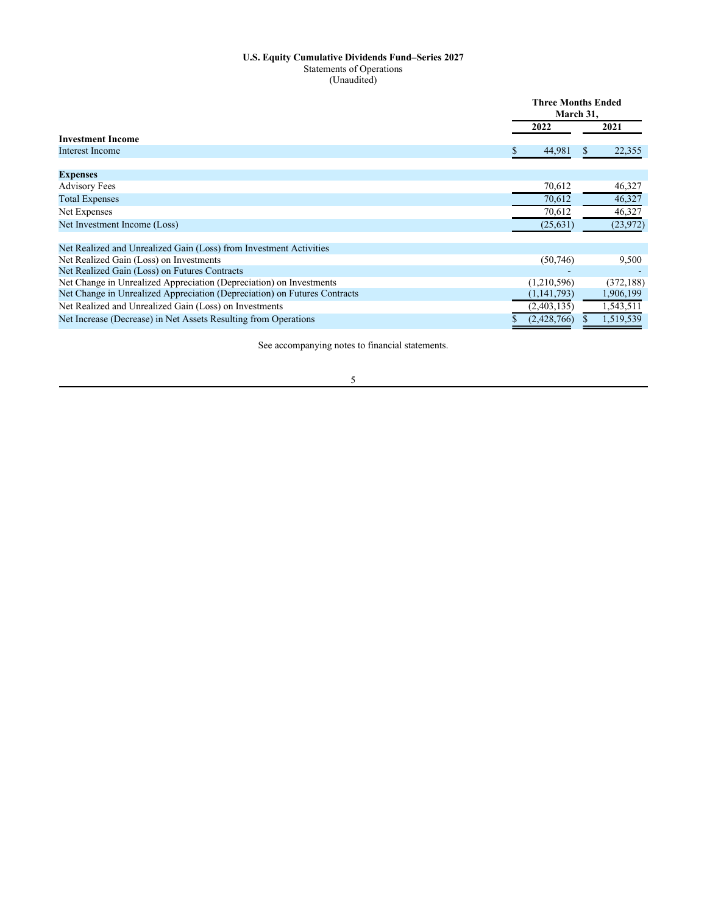**U.S. Equity Cumulative Dividends Fund–Series 2027**
Statements of Operations
(Unaudited)

| | Three Months Ended March 31, | |
|---|---|---|
| | 2022 | 2021 |
| **Investment Income** | | |
| Interest Income | $ 44,981 | $ 22,355 |
| | | |
| **Expenses** | | |
| Advisory Fees | 70,612 | 46,327 |
| Total Expenses | 70,612 | 46,327 |
| Net Expenses | 70,612 | 46,327 |
| Net Investment Income (Loss) | (25,631) | (23,972) |
| | | |
| Net Realized and Unrealized Gain (Loss) from Investment Activities | | |
| Net Realized Gain (Loss) on Investments | (50,746) | 9,500 |
| Net Realized Gain (Loss) on Futures Contracts | - | - |
| Net Change in Unrealized Appreciation (Depreciation) on Investments | (1,210,596) | (372,188) |
| Net Change in Unrealized Appreciation (Depreciation) on Futures Contracts | (1,141,793) | 1,906,199 |
| Net Realized and Unrealized Gain (Loss) on Investments | (2,403,135) | 1,543,511 |
| Net Increase (Decrease) in Net Assets Resulting from Operations | $ (2,428,766) | $ 1,519,539 |

See accompanying notes to financial statements.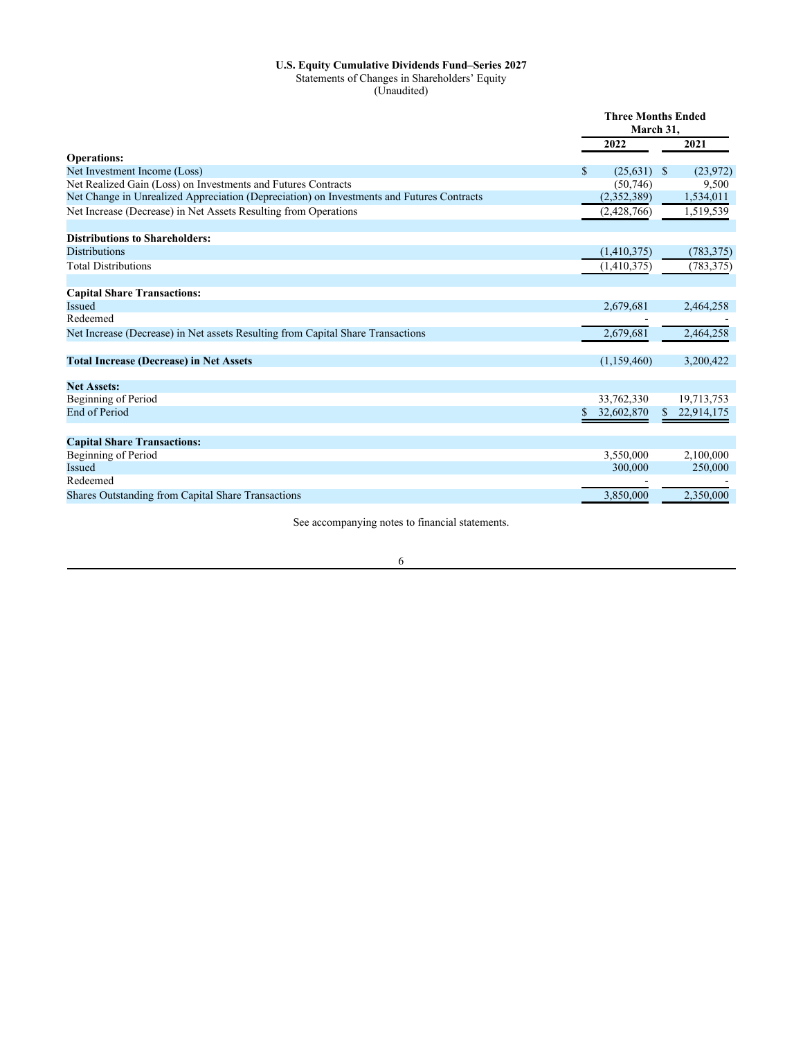**U.S. Equity Cumulative Dividends Fund–Series 2027**
Statements of Changes in Shareholders' Equity
(Unaudited)

| | Three Months Ended March 31, | |
|---|---|---|
| | 2022 | 2021 |
| **Operations:** | | |
| Net Investment Income (Loss) | $ (25,631) | $ (23,972) |
| Net Realized Gain (Loss) on Investments and Futures Contracts | (50,746) | 9,500 |
| Net Change in Unrealized Appreciation (Depreciation) on Investments and Futures Contracts | (2,352,389) | 1,534,011 |
| Net Increase (Decrease) in Net Assets Resulting from Operations | (2,428,766) | 1,519,539 |
| | | |
| **Distributions to Shareholders:** | | |
| Distributions | (1,410,375) | (783,375) |
| Total Distributions | (1,410,375) | (783,375) |
| | | |
| **Capital Share Transactions:** | | |
| Issued | 2,679,681 | 2,464,258 |
| Redeemed | - | - |
| Net Increase (Decrease) in Net assets Resulting from Capital Share Transactions | 2,679,681 | 2,464,258 |
| | | |
| **Total Increase (Decrease) in Net Assets** | (1,159,460) | 3,200,422 |
| | | |
| **Net Assets:** | | |
| Beginning of Period | 33,762,330 | 19,713,753 |
| End of Period | $ 32,602,870 | $ 22,914,175 |
| | | |
| **Capital Share Transactions:** | | |
| Beginning of Period | 3,550,000 | 2,100,000 |
| Issued | 300,000 | 250,000 |
| Redeemed | - | - |
| Shares Outstanding from Capital Share Transactions | 3,850,000 | 2,350,000 |

See accompanying notes to financial statements.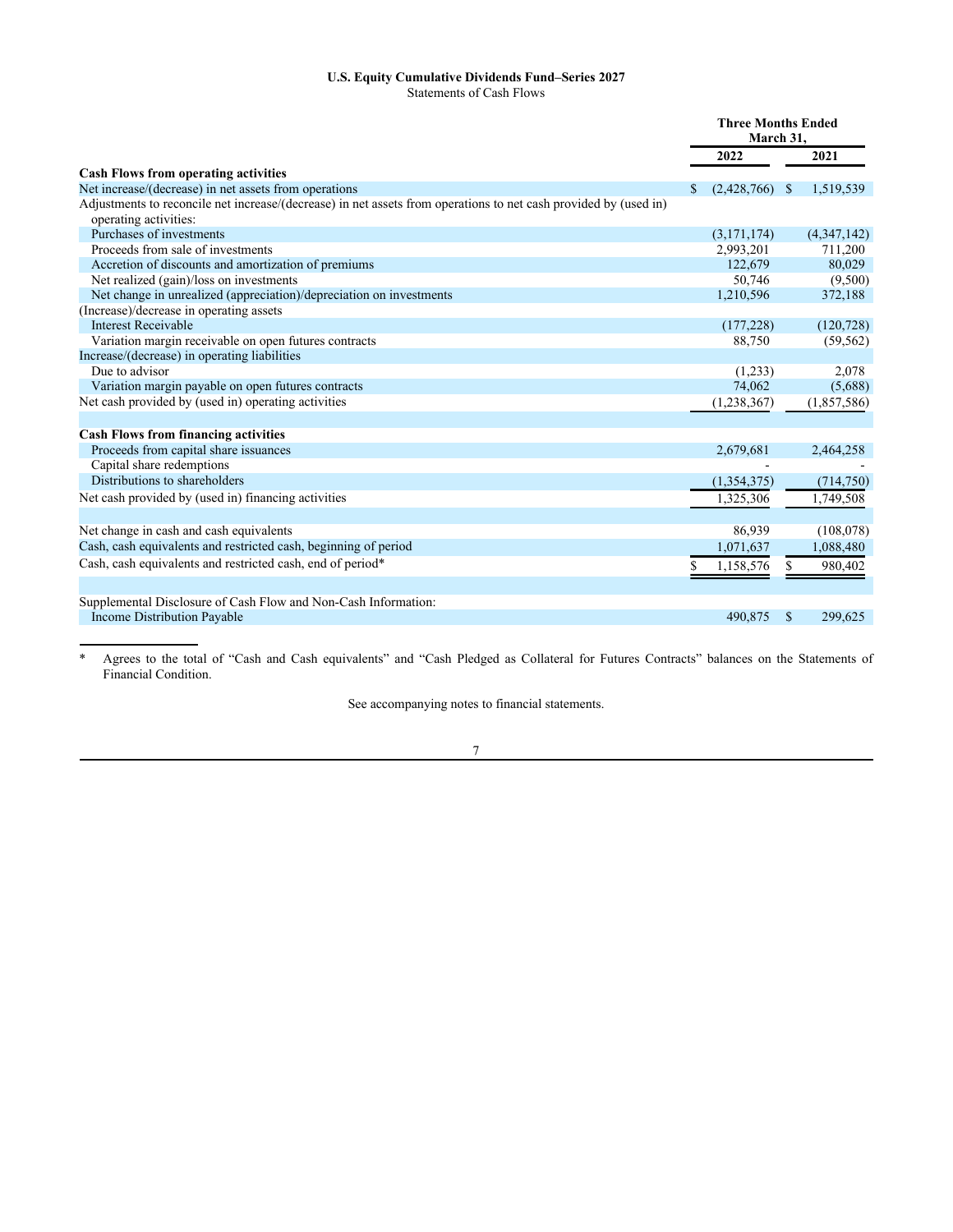**U.S. Equity Cumulative Dividends Fund–Series 2027**

Statements of Cash Flows

| | Three Months Ended March 31, | |
|---|---|---|
| | **2022** | **2021** |
| **Cash Flows from operating activities** | | |
| Net increase/(decrease) in net assets from operations | $ (2,428,766) | $ 1,519,539 |
| Adjustments to reconcile net increase/(decrease) in net assets from operations to net cash provided by (used in) operating activities: | | |
| Purchases of investments | (3,171,174) | (4,347,142) |
| Proceeds from sale of investments | 2,993,201 | 711,200 |
| Accretion of discounts and amortization of premiums | 122,679 | 80,029 |
| Net realized (gain)/loss on investments | 50,746 | (9,500) |
| Net change in unrealized (appreciation)/depreciation on investments | 1,210,596 | 372,188 |
| (Increase)/decrease in operating assets | | |
| Interest Receivable | (177,228) | (120,728) |
| Variation margin receivable on open futures contracts | 88,750 | (59,562) |
| Increase/(decrease) in operating liabilities | | |
| Due to advisor | (1,233) | 2,078 |
| Variation margin payable on open futures contracts | 74,062 | (5,688) |
| Net cash provided by (used in) operating activities | (1,238,367) | (1,857,586) |
| | | |
| **Cash Flows from financing activities** | | |
| Proceeds from capital share issuances | 2,679,681 | 2,464,258 |
| Capital share redemptions | - | - |
| Distributions to shareholders | (1,354,375) | (714,750) |
| Net cash provided by (used in) financing activities | 1,325,306 | 1,749,508 |
| | | |
| Net change in cash and cash equivalents | 86,939 | (108,078) |
| Cash, cash equivalents and restricted cash, beginning of period | 1,071,637 | 1,088,480 |
| Cash, cash equivalents and restricted cash, end of period* | $ 1,158,576 | $ 980,402 |
| | | |
| Supplemental Disclosure of Cash Flow and Non-Cash Information: | | |
| Income Distribution Payable | 490,875 | $ 299,625 |

\* Agrees to the total of "Cash and Cash equivalents" and "Cash Pledged as Collateral for Futures Contracts" balances on the Statements of Financial Condition.

See accompanying notes to financial statements.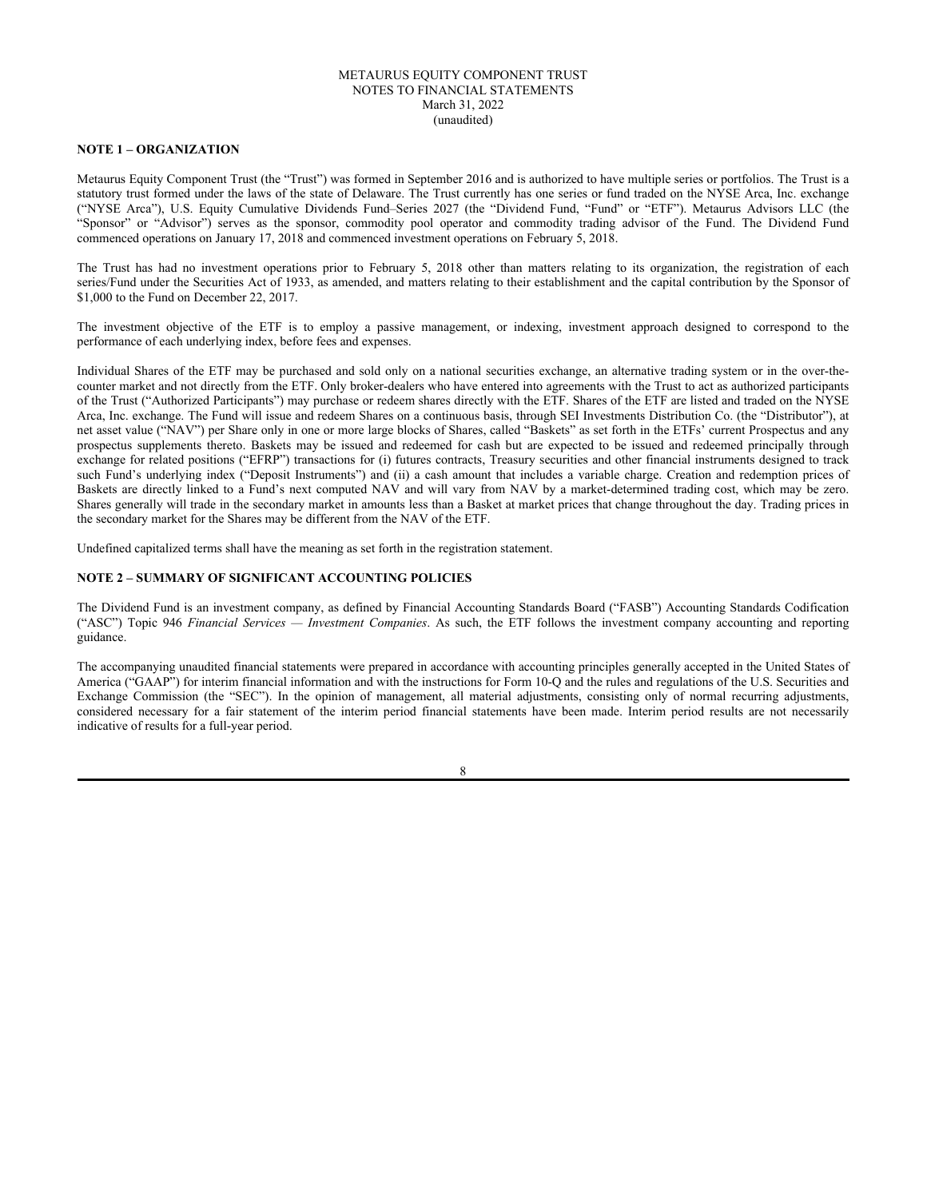METAURUS EQUITY COMPONENT TRUST
NOTES TO FINANCIAL STATEMENTS
March 31, 2022
(unaudited)

**NOTE 1 – ORGANIZATION**

Metaurus Equity Component Trust (the "Trust") was formed in September 2016 and is authorized to have multiple series or portfolios. The Trust is a statutory trust formed under the laws of the state of Delaware. The Trust currently has one series or fund traded on the NYSE Arca, Inc. exchange ("NYSE Arca"), U.S. Equity Cumulative Dividends Fund–Series 2027 (the "Dividend Fund, "Fund" or "ETF"). Metaurus Advisors LLC (the "Sponsor" or "Advisor") serves as the sponsor, commodity pool operator and commodity trading advisor of the Fund. The Dividend Fund commenced operations on January 17, 2018 and commenced investment operations on February 5, 2018.

The Trust has had no investment operations prior to February 5, 2018 other than matters relating to its organization, the registration of each series/Fund under the Securities Act of 1933, as amended, and matters relating to their establishment and the capital contribution by the Sponsor of $1,000 to the Fund on December 22, 2017.

The investment objective of the ETF is to employ a passive management, or indexing, investment approach designed to correspond to the performance of each underlying index, before fees and expenses.

Individual Shares of the ETF may be purchased and sold only on a national securities exchange, an alternative trading system or in the over-the-counter market and not directly from the ETF. Only broker-dealers who have entered into agreements with the Trust to act as authorized participants of the Trust ("Authorized Participants") may purchase or redeem shares directly with the ETF. Shares of the ETF are listed and traded on the NYSE Arca, Inc. exchange. The Fund will issue and redeem Shares on a continuous basis, through SEI Investments Distribution Co. (the "Distributor"), at net asset value ("NAV") per Share only in one or more large blocks of Shares, called "Baskets" as set forth in the ETFs' current Prospectus and any prospectus supplements thereto. Baskets may be issued and redeemed for cash but are expected to be issued and redeemed principally through exchange for related positions ("EFRP") transactions for (i) futures contracts, Treasury securities and other financial instruments designed to track such Fund's underlying index ("Deposit Instruments") and (ii) a cash amount that includes a variable charge. Creation and redemption prices of Baskets are directly linked to a Fund's next computed NAV and will vary from NAV by a market-determined trading cost, which may be zero. Shares generally will trade in the secondary market in amounts less than a Basket at market prices that change throughout the day. Trading prices in the secondary market for the Shares may be different from the NAV of the ETF.

Undefined capitalized terms shall have the meaning as set forth in the registration statement.

**NOTE 2 – SUMMARY OF SIGNIFICANT ACCOUNTING POLICIES**

The Dividend Fund is an investment company, as defined by Financial Accounting Standards Board ("FASB") Accounting Standards Codification ("ASC") Topic 946 *Financial Services — Investment Companies*. As such, the ETF follows the investment company accounting and reporting guidance.

The accompanying unaudited financial statements were prepared in accordance with accounting principles generally accepted in the United States of America ("GAAP") for interim financial information and with the instructions for Form 10-Q and the rules and regulations of the U.S. Securities and Exchange Commission (the "SEC"). In the opinion of management, all material adjustments, consisting only of normal recurring adjustments, considered necessary for a fair statement of the interim period financial statements have been made. Interim period results are not necessarily indicative of results for a full-year period.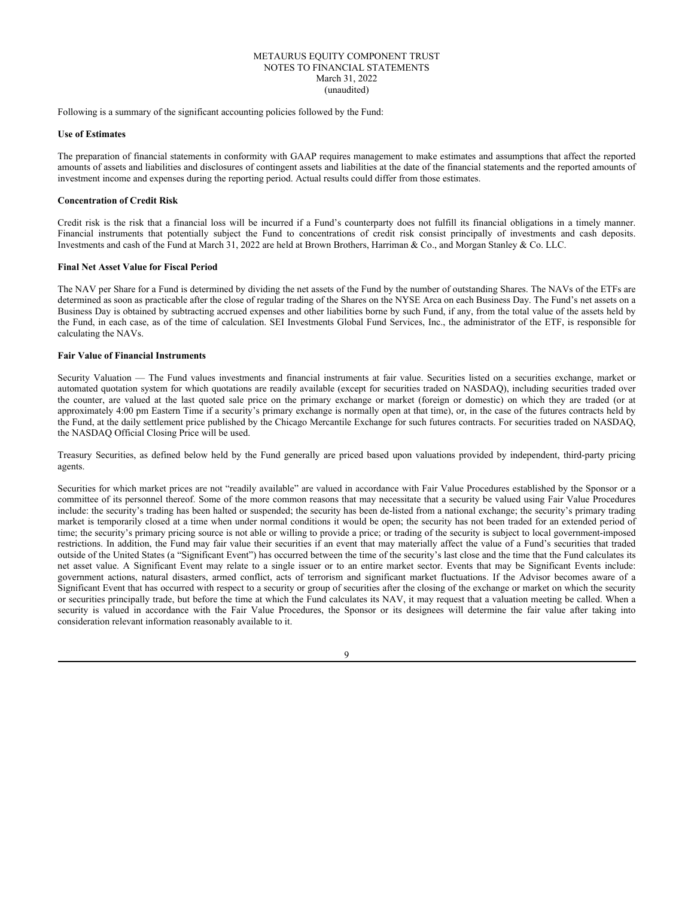Following is a summary of the significant accounting policies followed by the Fund:

**Use of Estimates**

The preparation of financial statements in conformity with GAAP requires management to make estimates and assumptions that affect the reported amounts of assets and liabilities and disclosures of contingent assets and liabilities at the date of the financial statements and the reported amounts of investment income and expenses during the reporting period. Actual results could differ from those estimates.

**Concentration of Credit Risk**

Credit risk is the risk that a financial loss will be incurred if a Fund's counterparty does not fulfill its financial obligations in a timely manner. Financial instruments that potentially subject the Fund to concentrations of credit risk consist principally of investments and cash deposits. Investments and cash of the Fund at March 31, 2022 are held at Brown Brothers, Harriman & Co., and Morgan Stanley & Co. LLC.

**Final Net Asset Value for Fiscal Period**

The NAV per Share for a Fund is determined by dividing the net assets of the Fund by the number of outstanding Shares. The NAVs of the ETFs are determined as soon as practicable after the close of regular trading of the Shares on the NYSE Arca on each Business Day. The Fund's net assets on a Business Day is obtained by subtracting accrued expenses and other liabilities borne by such Fund, if any, from the total value of the assets held by the Fund, in each case, as of the time of calculation. SEI Investments Global Fund Services, Inc., the administrator of the ETF, is responsible for calculating the NAVs.

**Fair Value of Financial Instruments**

Security Valuation — The Fund values investments and financial instruments at fair value. Securities listed on a securities exchange, market or automated quotation system for which quotations are readily available (except for securities traded on NASDAQ), including securities traded over the counter, are valued at the last quoted sale price on the primary exchange or market (foreign or domestic) on which they are traded (or at approximately 4:00 pm Eastern Time if a security's primary exchange is normally open at that time), or, in the case of the futures contracts held by the Fund, at the daily settlement price published by the Chicago Mercantile Exchange for such futures contracts. For securities traded on NASDAQ, the NASDAQ Official Closing Price will be used.

Treasury Securities, as defined below held by the Fund generally are priced based upon valuations provided by independent, third-party pricing agents.

Securities for which market prices are not "readily available" are valued in accordance with Fair Value Procedures established by the Sponsor or a committee of its personnel thereof. Some of the more common reasons that may necessitate that a security be valued using Fair Value Procedures include: the security's trading has been halted or suspended; the security has been de-listed from a national exchange; the security's primary trading market is temporarily closed at a time when under normal conditions it would be open; the security has not been traded for an extended period of time; the security's primary pricing source is not able or willing to provide a price; or trading of the security is subject to local government-imposed restrictions. In addition, the Fund may fair value their securities if an event that may materially affect the value of a Fund's securities that traded outside of the United States (a "Significant Event") has occurred between the time of the security's last close and the time that the Fund calculates its net asset value. A Significant Event may relate to a single issuer or to an entire market sector. Events that may be Significant Events include: government actions, natural disasters, armed conflict, acts of terrorism and significant market fluctuations. If the Advisor becomes aware of a Significant Event that has occurred with respect to a security or group of securities after the closing of the exchange or market on which the security or securities principally trade, but before the time at which the Fund calculates its NAV, it may request that a valuation meeting be called. When a security is valued in accordance with the Fair Value Procedures, the Sponsor or its designees will determine the fair value after taking into consideration relevant information reasonably available to it.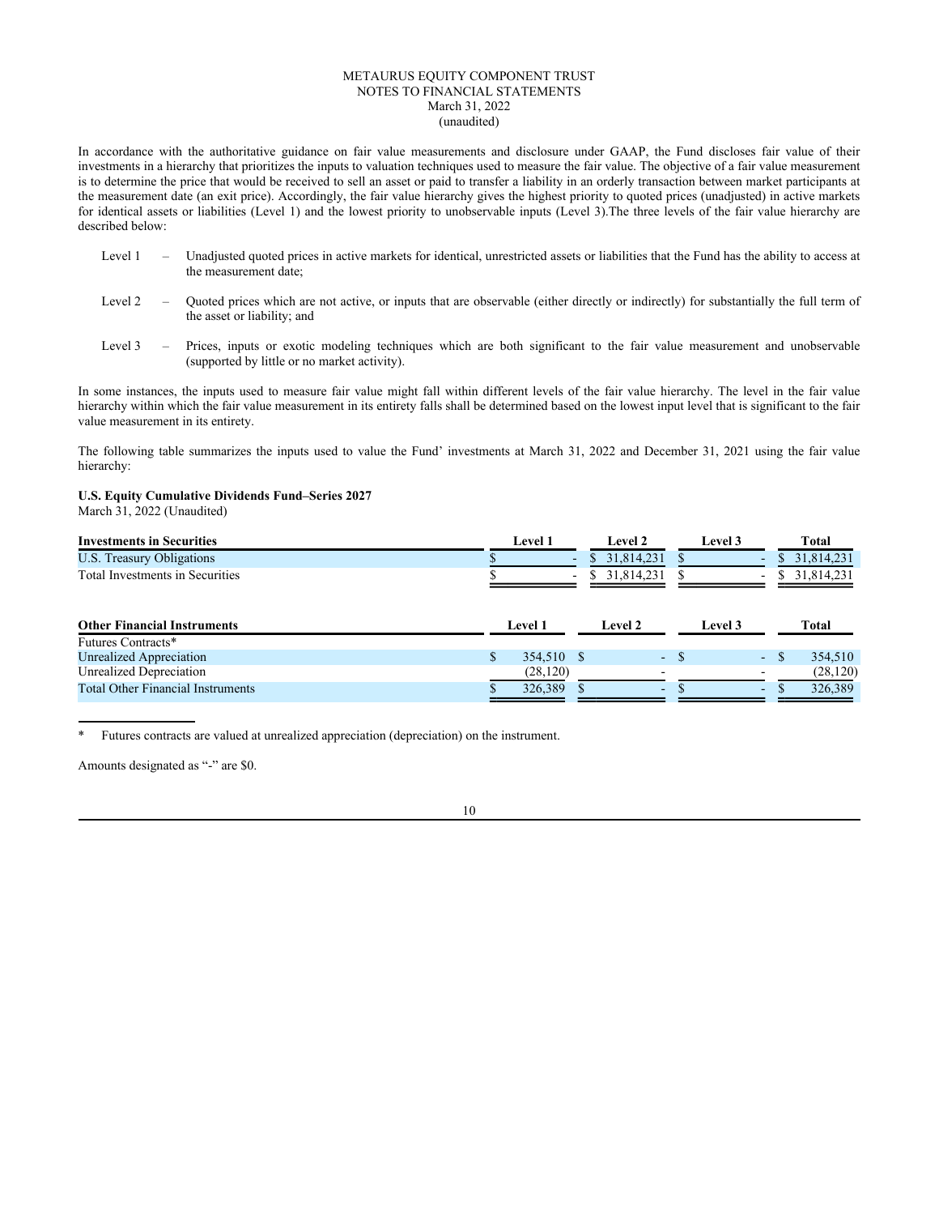METAURUS EQUITY COMPONENT TRUST
NOTES TO FINANCIAL STATEMENTS
March 31, 2022
(unaudited)

In accordance with the authoritative guidance on fair value measurements and disclosure under GAAP, the Fund discloses fair value of their investments in a hierarchy that prioritizes the inputs to valuation techniques used to measure the fair value. The objective of a fair value measurement is to determine the price that would be received to sell an asset or paid to transfer a liability in an orderly transaction between market participants at the measurement date (an exit price). Accordingly, the fair value hierarchy gives the highest priority to quoted prices (unadjusted) in active markets for identical assets or liabilities (Level 1) and the lowest priority to unobservable inputs (Level 3).The three levels of the fair value hierarchy are described below:

- Level 1 – Unadjusted quoted prices in active markets for identical, unrestricted assets or liabilities that the Fund has the ability to access at the measurement date;
- Level 2 – Quoted prices which are not active, or inputs that are observable (either directly or indirectly) for substantially the full term of the asset or liability; and
- Level 3 – Prices, inputs or exotic modeling techniques which are both significant to the fair value measurement and unobservable (supported by little or no market activity).

In some instances, the inputs used to measure fair value might fall within different levels of the fair value hierarchy. The level in the fair value hierarchy within which the fair value measurement in its entirety falls shall be determined based on the lowest input level that is significant to the fair value measurement in its entirety.

The following table summarizes the inputs used to value the Fund' investments at March 31, 2022 and December 31, 2021 using the fair value hierarchy:

**U.S. Equity Cumulative Dividends Fund–Series 2027**
March 31, 2022 (Unaudited)

| Investments in Securities | Level 1 | Level 2 | Level 3 | Total |
|---|---|---|---|---|
| U.S. Treasury Obligations | $ - | $ 31,814,231 | $ - | $ 31,814,231 |
| Total Investments in Securities | $ - | $ 31,814,231 | $ - | $ 31,814,231 |

| Other Financial Instruments | Level 1 | Level 2 | Level 3 | Total |
|---|---|---|---|---|
| Futures Contracts* | | | | |
| Unrealized Appreciation | $ 354,510 | $ - | $ - | $ 354,510 |
| Unrealized Depreciation | (28,120) | - | - | (28,120) |
| Total Other Financial Instruments | $ 326,389 | $ - | $ - | $ 326,389 |

\* Futures contracts are valued at unrealized appreciation (depreciation) on the instrument.

Amounts designated as "-" are $0.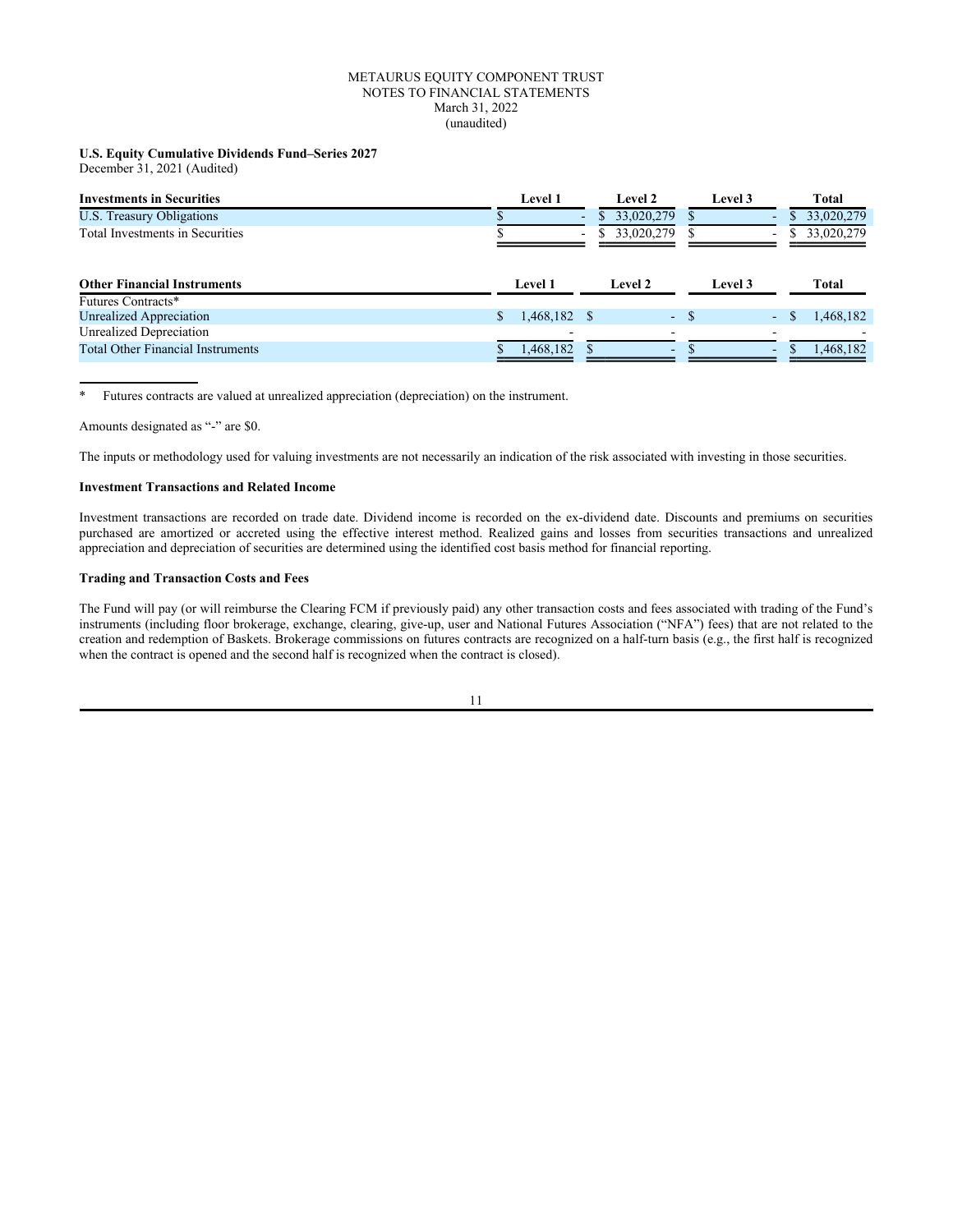**U.S. Equity Cumulative Dividends Fund–Series 2027**
December 31, 2021 (Audited)

| Investments in Securities | Level 1 | Level 2 | Level 3 | Total |
|---|---|---|---|---|
| U.S. Treasury Obligations | $ - | $ 33,020,279 | $ - | $ 33,020,279 |
| Total Investments in Securities | $ - | $ 33,020,279 | $ - | $ 33,020,279 |

| Other Financial Instruments | Level 1 | Level 2 | Level 3 | Total |
|---|---|---|---|---|
| Futures Contracts* | | | | |
| Unrealized Appreciation | $ 1,468,182 | $ - | $ - | $ 1,468,182 |
| Unrealized Depreciation | - | - | - | - |
| Total Other Financial Instruments | $ 1,468,182 | $ - | $ - | $ 1,468,182 |

\* Futures contracts are valued at unrealized appreciation (depreciation) on the instrument.

Amounts designated as "-" are $0.

The inputs or methodology used for valuing investments are not necessarily an indication of the risk associated with investing in those securities.

**Investment Transactions and Related Income**

Investment transactions are recorded on trade date. Dividend income is recorded on the ex-dividend date. Discounts and premiums on securities purchased are amortized or accreted using the effective interest method. Realized gains and losses from securities transactions and unrealized appreciation and depreciation of securities are determined using the identified cost basis method for financial reporting.

**Trading and Transaction Costs and Fees**

The Fund will pay (or will reimburse the Clearing FCM if previously paid) any other transaction costs and fees associated with trading of the Fund's instruments (including floor brokerage, exchange, clearing, give-up, user and National Futures Association ("NFA") fees) that are not related to the creation and redemption of Baskets. Brokerage commissions on futures contracts are recognized on a half-turn basis (e.g., the first half is recognized when the contract is opened and the second half is recognized when the contract is closed).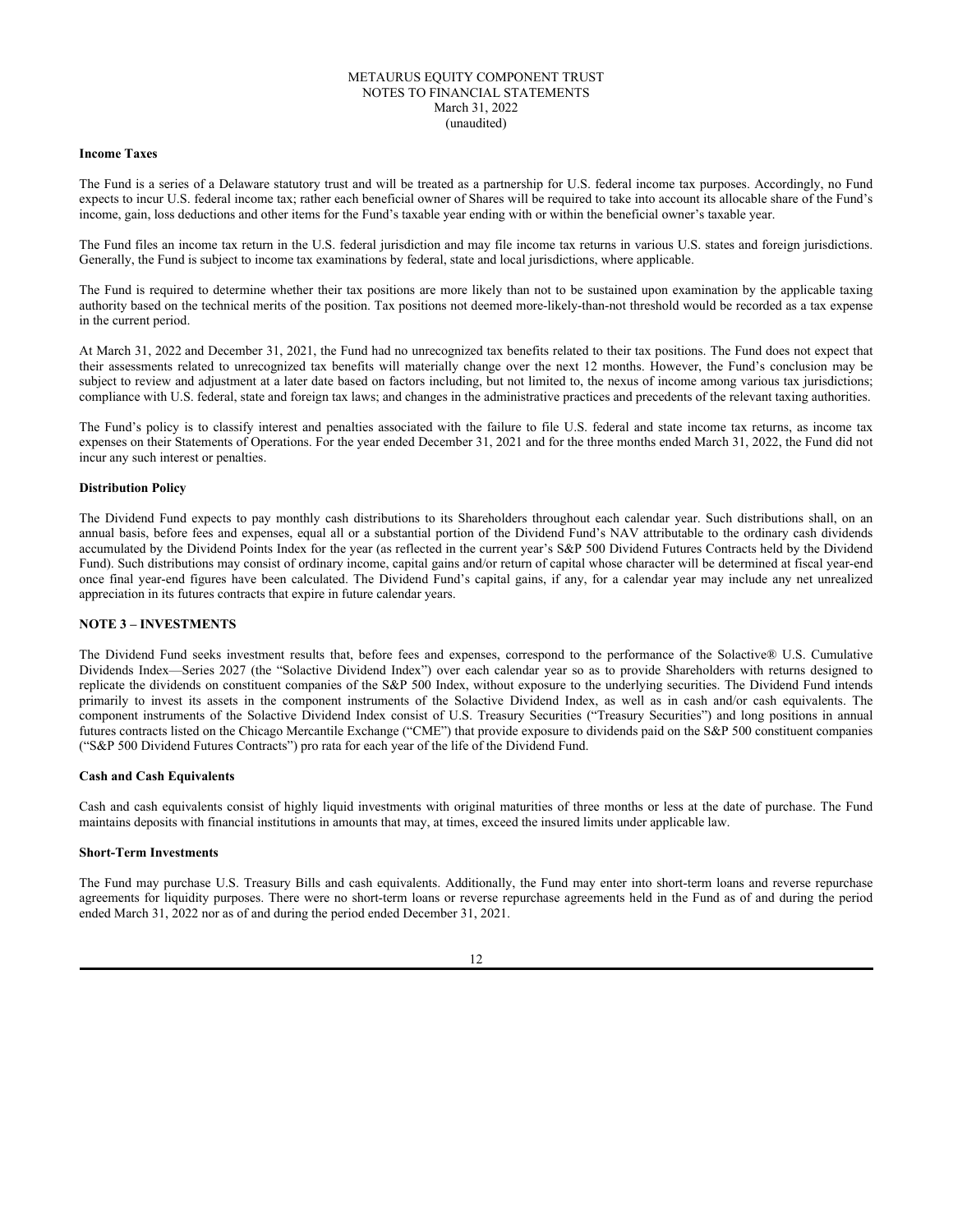**Income Taxes**

The Fund is a series of a Delaware statutory trust and will be treated as a partnership for U.S. federal income tax purposes. Accordingly, no Fund expects to incur U.S. federal income tax; rather each beneficial owner of Shares will be required to take into account its allocable share of the Fund's income, gain, loss deductions and other items for the Fund's taxable year ending with or within the beneficial owner's taxable year.

The Fund files an income tax return in the U.S. federal jurisdiction and may file income tax returns in various U.S. states and foreign jurisdictions. Generally, the Fund is subject to income tax examinations by federal, state and local jurisdictions, where applicable.

The Fund is required to determine whether their tax positions are more likely than not to be sustained upon examination by the applicable taxing authority based on the technical merits of the position. Tax positions not deemed more-likely-than-not threshold would be recorded as a tax expense in the current period.

At March 31, 2022 and December 31, 2021, the Fund had no unrecognized tax benefits related to their tax positions. The Fund does not expect that their assessments related to unrecognized tax benefits will materially change over the next 12 months. However, the Fund's conclusion may be subject to review and adjustment at a later date based on factors including, but not limited to, the nexus of income among various tax jurisdictions; compliance with U.S. federal, state and foreign tax laws; and changes in the administrative practices and precedents of the relevant taxing authorities.

The Fund's policy is to classify interest and penalties associated with the failure to file U.S. federal and state income tax returns, as income tax expenses on their Statements of Operations. For the year ended December 31, 2021 and for the three months ended March 31, 2022, the Fund did not incur any such interest or penalties.

**Distribution Policy**

The Dividend Fund expects to pay monthly cash distributions to its Shareholders throughout each calendar year. Such distributions shall, on an annual basis, before fees and expenses, equal all or a substantial portion of the Dividend Fund's NAV attributable to the ordinary cash dividends accumulated by the Dividend Points Index for the year (as reflected in the current year's S&P 500 Dividend Futures Contracts held by the Dividend Fund). Such distributions may consist of ordinary income, capital gains and/or return of capital whose character will be determined at fiscal year-end once final year-end figures have been calculated. The Dividend Fund's capital gains, if any, for a calendar year may include any net unrealized appreciation in its futures contracts that expire in future calendar years.

## NOTE 3 – INVESTMENTS

The Dividend Fund seeks investment results that, before fees and expenses, correspond to the performance of the Solactive® U.S. Cumulative Dividends Index—Series 2027 (the "Solactive Dividend Index") over each calendar year so as to provide Shareholders with returns designed to replicate the dividends on constituent companies of the S&P 500 Index, without exposure to the underlying securities. The Dividend Fund intends primarily to invest its assets in the component instruments of the Solactive Dividend Index, as well as in cash and/or cash equivalents. The component instruments of the Solactive Dividend Index consist of U.S. Treasury Securities ("Treasury Securities") and long positions in annual futures contracts listed on the Chicago Mercantile Exchange ("CME") that provide exposure to dividends paid on the S&P 500 constituent companies ("S&P 500 Dividend Futures Contracts") pro rata for each year of the life of the Dividend Fund.

**Cash and Cash Equivalents**

Cash and cash equivalents consist of highly liquid investments with original maturities of three months or less at the date of purchase. The Fund maintains deposits with financial institutions in amounts that may, at times, exceed the insured limits under applicable law.

**Short-Term Investments**

The Fund may purchase U.S. Treasury Bills and cash equivalents. Additionally, the Fund may enter into short-term loans and reverse repurchase agreements for liquidity purposes. There were no short-term loans or reverse repurchase agreements held in the Fund as of and during the period ended March 31, 2022 nor as of and during the period ended December 31, 2021.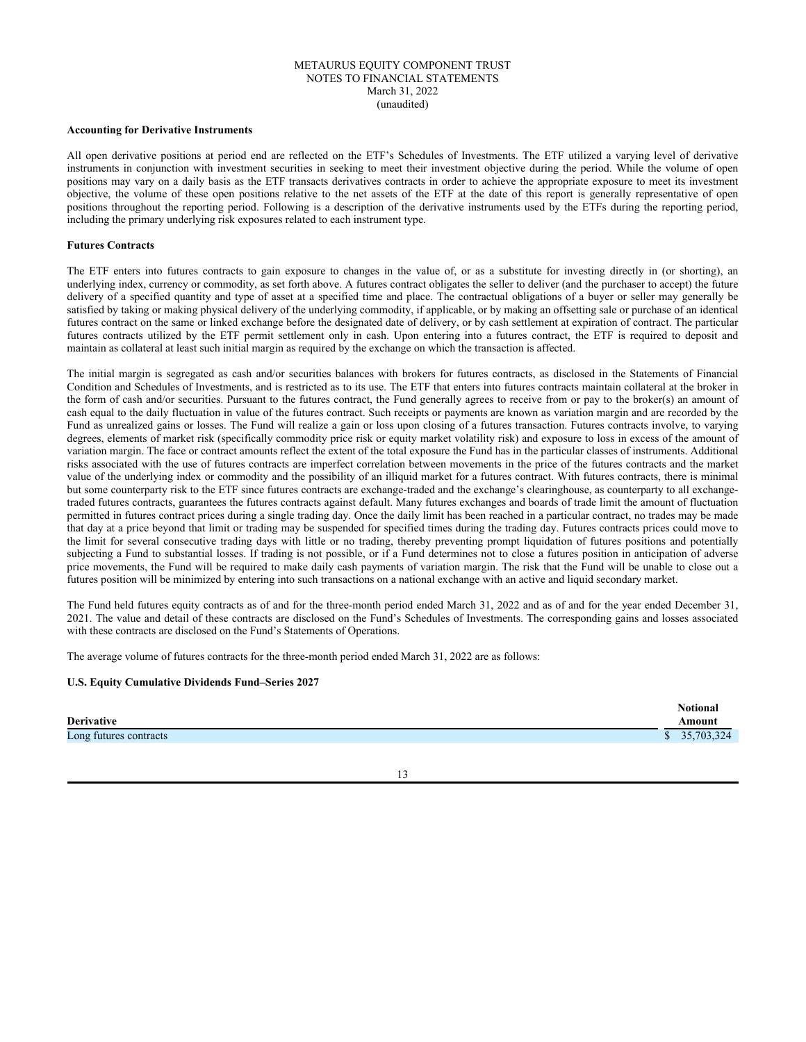METAURUS EQUITY COMPONENT TRUST
NOTES TO FINANCIAL STATEMENTS
March 31, 2022
(unaudited)

**Accounting for Derivative Instruments**

All open derivative positions at period end are reflected on the ETF's Schedules of Investments. The ETF utilized a varying level of derivative instruments in conjunction with investment securities in seeking to meet their investment objective during the period. While the volume of open positions may vary on a daily basis as the ETF transacts derivatives contracts in order to achieve the appropriate exposure to meet its investment objective, the volume of these open positions relative to the net assets of the ETF at the date of this report is generally representative of open positions throughout the reporting period. Following is a description of the derivative instruments used by the ETFs during the reporting period, including the primary underlying risk exposures related to each instrument type.

**Futures Contracts**

The ETF enters into futures contracts to gain exposure to changes in the value of, or as a substitute for investing directly in (or shorting), an underlying index, currency or commodity, as set forth above. A futures contract obligates the seller to deliver (and the purchaser to accept) the future delivery of a specified quantity and type of asset at a specified time and place. The contractual obligations of a buyer or seller may generally be satisfied by taking or making physical delivery of the underlying commodity, if applicable, or by making an offsetting sale or purchase of an identical futures contract on the same or linked exchange before the designated date of delivery, or by cash settlement at expiration of contract. The particular futures contracts utilized by the ETF permit settlement only in cash. Upon entering into a futures contract, the ETF is required to deposit and maintain as collateral at least such initial margin as required by the exchange on which the transaction is affected.

The initial margin is segregated as cash and/or securities balances with brokers for futures contracts, as disclosed in the Statements of Financial Condition and Schedules of Investments, and is restricted as to its use. The ETF that enters into futures contracts maintain collateral at the broker in the form of cash and/or securities. Pursuant to the futures contract, the Fund generally agrees to receive from or pay to the broker(s) an amount of cash equal to the daily fluctuation in value of the futures contract. Such receipts or payments are known as variation margin and are recorded by the Fund as unrealized gains or losses. The Fund will realize a gain or loss upon closing of a futures transaction. Futures contracts involve, to varying degrees, elements of market risk (specifically commodity price risk or equity market volatility risk) and exposure to loss in excess of the amount of variation margin. The face or contract amounts reflect the extent of the total exposure the Fund has in the particular classes of instruments. Additional risks associated with the use of futures contracts are imperfect correlation between movements in the price of the futures contracts and the market value of the underlying index or commodity and the possibility of an illiquid market for a futures contract. With futures contracts, there is minimal but some counterparty risk to the ETF since futures contracts are exchange-traded and the exchange's clearinghouse, as counterparty to all exchange-traded futures contracts, guarantees the futures contracts against default. Many futures exchanges and boards of trade limit the amount of fluctuation permitted in futures contract prices during a single trading day. Once the daily limit has been reached in a particular contract, no trades may be made that day at a price beyond that limit or trading may be suspended for specified times during the trading day. Futures contracts prices could move to the limit for several consecutive trading days with little or no trading, thereby preventing prompt liquidation of futures positions and potentially subjecting a Fund to substantial losses. If trading is not possible, or if a Fund determines not to close a futures position in anticipation of adverse price movements, the Fund will be required to make daily cash payments of variation margin. The risk that the Fund will be unable to close out a futures position will be minimized by entering into such transactions on a national exchange with an active and liquid secondary market.

The Fund held futures equity contracts as of and for the three-month period ended March 31, 2022 and as of and for the year ended December 31, 2021. The value and detail of these contracts are disclosed on the Fund's Schedules of Investments. The corresponding gains and losses associated with these contracts are disclosed on the Fund's Statements of Operations.

The average volume of futures contracts for the three-month period ended March 31, 2022 are as follows:

**U.S. Equity Cumulative Dividends Fund–Series 2027**

| Derivative | Notional Amount |
|---|---|
| Long futures contracts | $ 35,703,324 |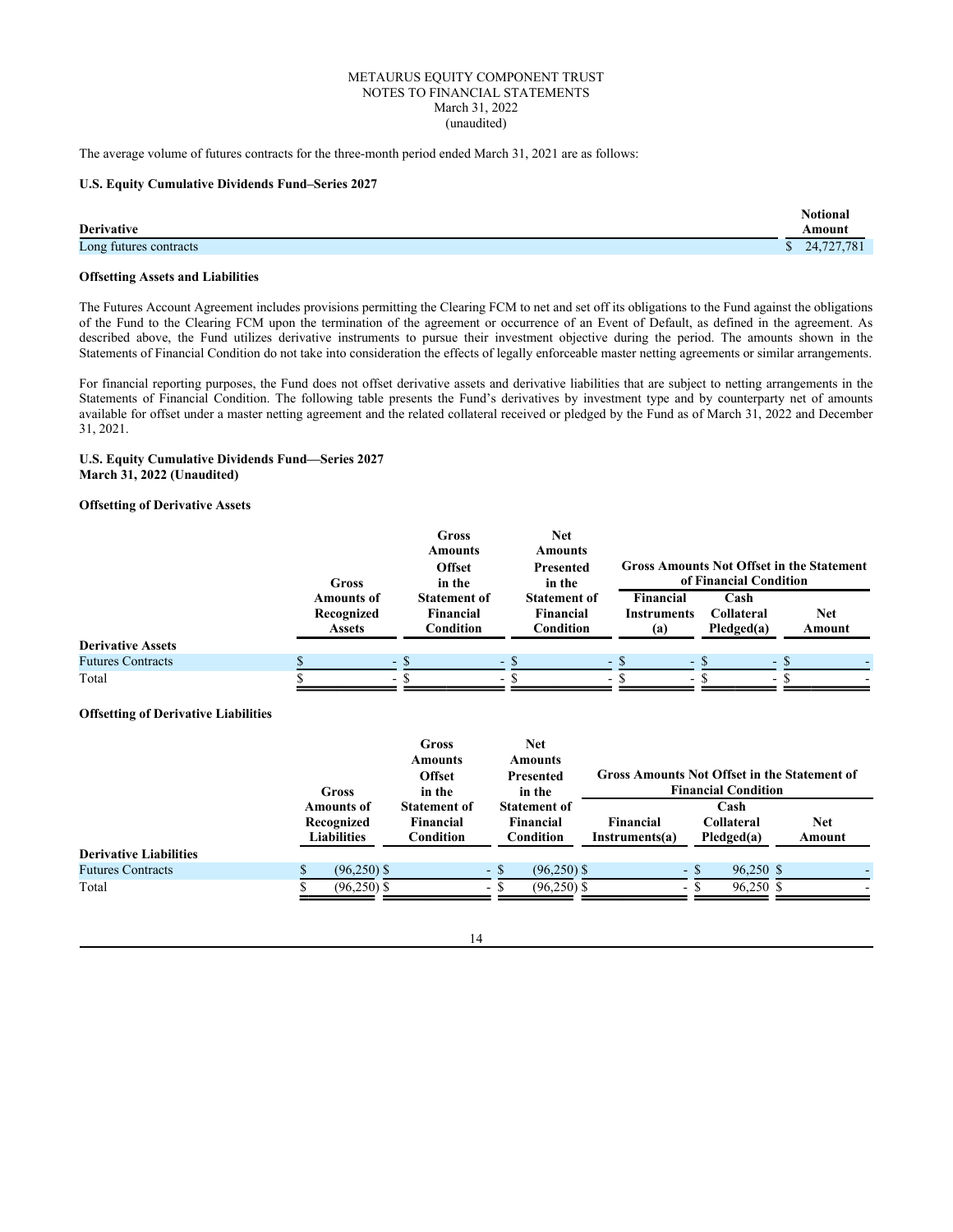METAURUS EQUITY COMPONENT TRUST
NOTES TO FINANCIAL STATEMENTS
March 31, 2022
(unaudited)

The average volume of futures contracts for the three-month period ended March 31, 2021 are as follows:

**U.S. Equity Cumulative Dividends Fund–Series 2027**

| Derivative | Notional Amount |
|---|---|
| Long futures contracts | $ 24,727,781 |

**Offsetting Assets and Liabilities**

The Futures Account Agreement includes provisions permitting the Clearing FCM to net and set off its obligations to the Fund against the obligations of the Fund to the Clearing FCM upon the termination of the agreement or occurrence of an Event of Default, as defined in the agreement. As described above, the Fund utilizes derivative instruments to pursue their investment objective during the period. The amounts shown in the Statements of Financial Condition do not take into consideration the effects of legally enforceable master netting agreements or similar arrangements.

For financial reporting purposes, the Fund does not offset derivative assets and derivative liabilities that are subject to netting arrangements in the Statements of Financial Condition. The following table presents the Fund's derivatives by investment type and by counterparty net of amounts available for offset under a master netting agreement and the related collateral received or pledged by the Fund as of March 31, 2022 and December 31, 2021.

**U.S. Equity Cumulative Dividends Fund—Series 2027**
**March 31, 2022 (Unaudited)**

**Offsetting of Derivative Assets**

| | Gross Amounts of Recognized Assets | Gross Amounts Offset in the Statement of Financial Condition | Net Amounts Presented in the Statement of Financial Condition | Gross Amounts Not Offset in the Statement of Financial Condition | | |
|---|---|---|---|---|---|---|
| | | | | Financial Instruments (a) | Cash Collateral Pledged(a) | Net Amount |
| **Derivative Assets** | | | | | | |
| Futures Contracts | $ - | $ - | $ - | $ - | $ - | $ - |
| Total | $ - | $ - | $ - | $ - | $ - | $ - |

**Offsetting of Derivative Liabilities**

| | Gross Amounts of Recognized Liabilities | Gross Amounts Offset in the Statement of Financial Condition | Net Amounts Presented in the Statement of Financial Condition | Gross Amounts Not Offset in the Statement of Financial Condition | | |
|---|---|---|---|---|---|---|
| | | | | Financial Instruments(a) | Cash Collateral Pledged(a) | Net Amount |
| **Derivative Liabilities** | | | | | | |
| Futures Contracts | $ (96,250) | $ - | $ (96,250) | $ - | $ 96,250 | $ - |
| Total | $ (96,250) | $ - | $ (96,250) | $ - | $ 96,250 | $ - |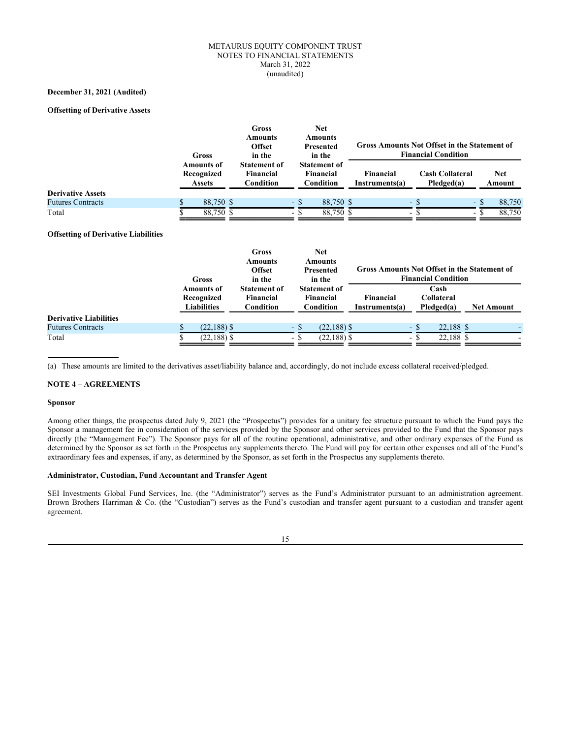METAURUS EQUITY COMPONENT TRUST
NOTES TO FINANCIAL STATEMENTS
March 31, 2022
(unaudited)

**December 31, 2021 (Audited)**

**Offsetting of Derivative Assets**

| | Gross Amounts of Recognized Assets | Gross Amounts Offset in the Statement of Financial Condition | Net Amounts Presented in the Statement of Financial Condition | Gross Amounts Not Offset in the Statement of Financial Condition | | |
|---|---|---|---|---|---|---|
| | | | | Financial Instruments(a) | Cash Collateral Pledged(a) | Net Amount |
| **Derivative Assets** | | | | | | |
| Futures Contracts | $ 88,750 | $ - | $ 88,750 | $ - | $ - | $ 88,750 |
| Total | $ 88,750 | $ - | $ 88,750 | $ - | $ - | $ 88,750 |

**Offsetting of Derivative Liabilities**

| | Gross Amounts of Recognized Liabilities | Gross Amounts Offset in the Statement of Financial Condition | Net Amounts Presented in the Statement of Financial Condition | Gross Amounts Not Offset in the Statement of Financial Condition | | |
|---|---|---|---|---|---|---|
| | | | | Financial Instruments(a) | Cash Collateral Pledged(a) | Net Amount |
| **Derivative Liabilities** | | | | | | |
| Futures Contracts | $ (22,188) | $ - | $ (22,188) | $ - | $ 22,188 | $ - |
| Total | $ (22,188) | $ - | $ (22,188) | $ - | $ 22,188 | $ - |

(a) These amounts are limited to the derivatives asset/liability balance and, accordingly, do not include excess collateral received/pledged.

## NOTE 4 – AGREEMENTS

**Sponsor**

Among other things, the prospectus dated July 9, 2021 (the "Prospectus") provides for a unitary fee structure pursuant to which the Fund pays the Sponsor a management fee in consideration of the services provided by the Sponsor and other services provided to the Fund that the Sponsor pays directly (the "Management Fee"). The Sponsor pays for all of the routine operational, administrative, and other ordinary expenses of the Fund as determined by the Sponsor as set forth in the Prospectus any supplements thereto. The Fund will pay for certain other expenses and all of the Fund's extraordinary fees and expenses, if any, as determined by the Sponsor, as set forth in the Prospectus any supplements thereto.

**Administrator, Custodian, Fund Accountant and Transfer Agent**

SEI Investments Global Fund Services, Inc. (the "Administrator") serves as the Fund's Administrator pursuant to an administration agreement. Brown Brothers Harriman & Co. (the "Custodian") serves as the Fund's custodian and transfer agent pursuant to a custodian and transfer agent agreement.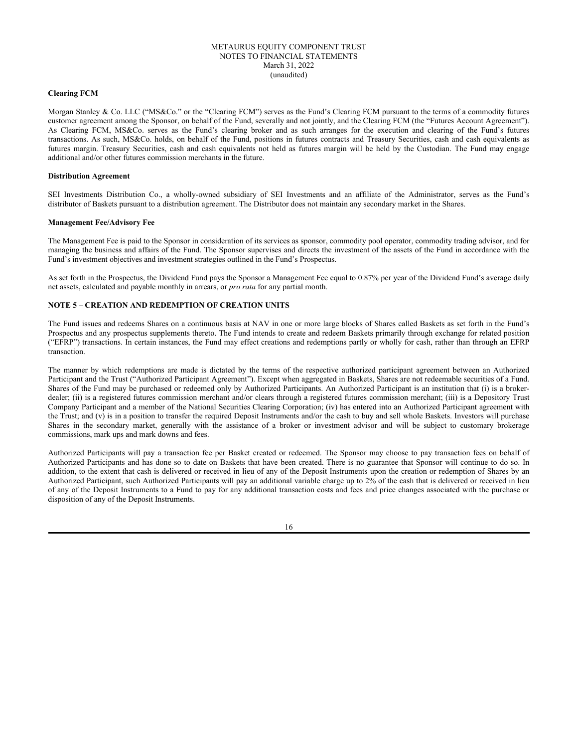**Clearing FCM**

Morgan Stanley & Co. LLC ("MS&Co." or the "Clearing FCM") serves as the Fund's Clearing FCM pursuant to the terms of a commodity futures customer agreement among the Sponsor, on behalf of the Fund, severally and not jointly, and the Clearing FCM (the "Futures Account Agreement"). As Clearing FCM, MS&Co. serves as the Fund's clearing broker and as such arranges for the execution and clearing of the Fund's futures transactions. As such, MS&Co. holds, on behalf of the Fund, positions in futures contracts and Treasury Securities, cash and cash equivalents as futures margin. Treasury Securities, cash and cash equivalents not held as futures margin will be held by the Custodian. The Fund may engage additional and/or other futures commission merchants in the future.

**Distribution Agreement**

SEI Investments Distribution Co., a wholly-owned subsidiary of SEI Investments and an affiliate of the Administrator, serves as the Fund's distributor of Baskets pursuant to a distribution agreement. The Distributor does not maintain any secondary market in the Shares.

**Management Fee/Advisory Fee**

The Management Fee is paid to the Sponsor in consideration of its services as sponsor, commodity pool operator, commodity trading advisor, and for managing the business and affairs of the Fund. The Sponsor supervises and directs the investment of the assets of the Fund in accordance with the Fund's investment objectives and investment strategies outlined in the Fund's Prospectus.

As set forth in the Prospectus, the Dividend Fund pays the Sponsor a Management Fee equal to 0.87% per year of the Dividend Fund's average daily net assets, calculated and payable monthly in arrears, or *pro rata* for any partial month.

## NOTE 5 – CREATION AND REDEMPTION OF CREATION UNITS

The Fund issues and redeems Shares on a continuous basis at NAV in one or more large blocks of Shares called Baskets as set forth in the Fund's Prospectus and any prospectus supplements thereto. The Fund intends to create and redeem Baskets primarily through exchange for related position ("EFRP") transactions. In certain instances, the Fund may effect creations and redemptions partly or wholly for cash, rather than through an EFRP transaction.

The manner by which redemptions are made is dictated by the terms of the respective authorized participant agreement between an Authorized Participant and the Trust ("Authorized Participant Agreement"). Except when aggregated in Baskets, Shares are not redeemable securities of a Fund. Shares of the Fund may be purchased or redeemed only by Authorized Participants. An Authorized Participant is an institution that (i) is a broker-dealer; (ii) is a registered futures commission merchant and/or clears through a registered futures commission merchant; (iii) is a Depository Trust Company Participant and a member of the National Securities Clearing Corporation; (iv) has entered into an Authorized Participant agreement with the Trust; and (v) is in a position to transfer the required Deposit Instruments and/or the cash to buy and sell whole Baskets. Investors will purchase Shares in the secondary market, generally with the assistance of a broker or investment advisor and will be subject to customary brokerage commissions, mark ups and mark downs and fees.

Authorized Participants will pay a transaction fee per Basket created or redeemed. The Sponsor may choose to pay transaction fees on behalf of Authorized Participants and has done so to date on Baskets that have been created. There is no guarantee that Sponsor will continue to do so. In addition, to the extent that cash is delivered or received in lieu of any of the Deposit Instruments upon the creation or redemption of Shares by an Authorized Participant, such Authorized Participants will pay an additional variable charge up to 2% of the cash that is delivered or received in lieu of any of the Deposit Instruments to a Fund to pay for any additional transaction costs and fees and price changes associated with the purchase or disposition of any of the Deposit Instruments.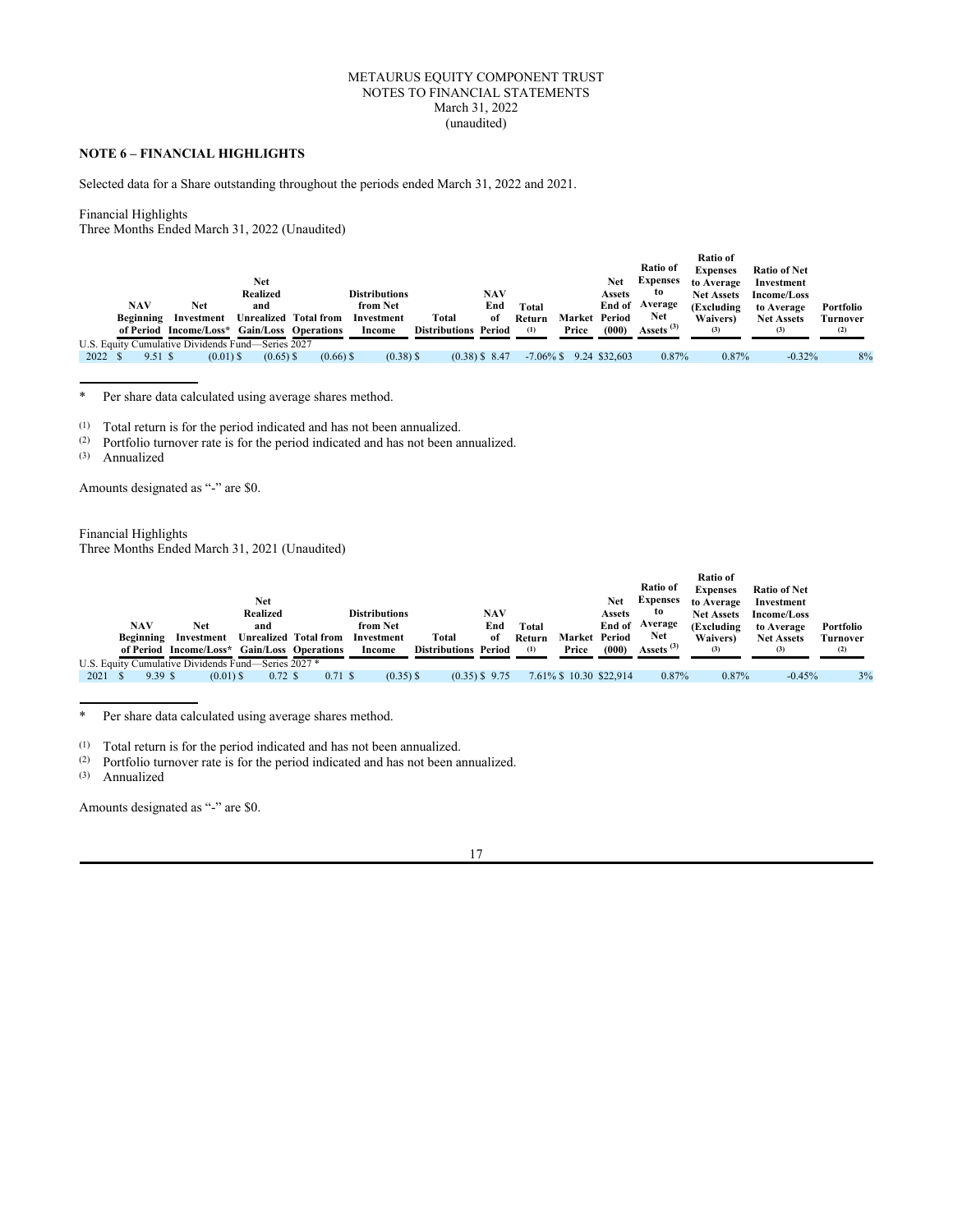METAURUS EQUITY COMPONENT TRUST
NOTES TO FINANCIAL STATEMENTS
March 31, 2022
(unaudited)

## NOTE 6 – FINANCIAL HIGHLIGHTS

Selected data for a Share outstanding throughout the periods ended March 31, 2022 and 2021.

Financial Highlights
Three Months Ended March 31, 2022 (Unaudited)

| | NAV Beginning of Period | Net Investment Income/Loss* | Net Realized and Unrealized Gain/Loss | Total from Operations | Distributions from Net Investment Income | Total Distributions | NAV End of Period | Total Return (1) | Market Price | Net Assets End of Period (000) | Ratio of Expenses to Average Net Assets (3) | Ratio of Expenses to Average Net Assets (Excluding Waivers) (3) | Ratio of Net Investment Income/Loss to Average Net Assets (3) | Portfolio Turnover (2) |
|---|---|---|---|---|---|---|---|---|---|---|---|---|---|---|
| U.S. Equity Cumulative Dividends Fund—Series 2027 | | | | | | | | | | | | | | |
| 2022 | $ 9.51 | $ (0.01) | $ (0.65) | $ (0.66) | $ (0.38) | $ (0.38) | $ 8.47 | -7.06% | $ 9.24 | $32,603 | 0.87% | 0.87% | -0.32% | 8% |

\* Per share data calculated using average shares method.

(1) Total return is for the period indicated and has not been annualized.
(2) Portfolio turnover rate is for the period indicated and has not been annualized.
(3) Annualized

Amounts designated as "-" are $0.

Financial Highlights
Three Months Ended March 31, 2021 (Unaudited)

| | NAV Beginning of Period | Net Investment Income/Loss* | Net Realized and Unrealized Gain/Loss | Total from Operations | Distributions from Net Investment Income | Total Distributions | NAV End of Period | Total Return (1) | Market Price | Net Assets End of Period (000) | Ratio of Expenses to Average Net Assets (3) | Ratio of Expenses to Average Net Assets (Excluding Waivers) (3) | Ratio of Net Investment Income/Loss to Average Net Assets (3) | Portfolio Turnover (2) |
|---|---|---|---|---|---|---|---|---|---|---|---|---|---|---|
| U.S. Equity Cumulative Dividends Fund—Series 2027 * | | | | | | | | | | | | | | |
| 2021 | $ 9.39 | $ (0.01) | $ 0.72 | $ 0.71 | $ (0.35) | $ (0.35) | $ 9.75 | 7.61% | $ 10.30 | $22,914 | 0.87% | 0.87% | -0.45% | 3% |

\* Per share data calculated using average shares method.

(1) Total return is for the period indicated and has not been annualized.
(2) Portfolio turnover rate is for the period indicated and has not been annualized.
(3) Annualized

Amounts designated as "-" are $0.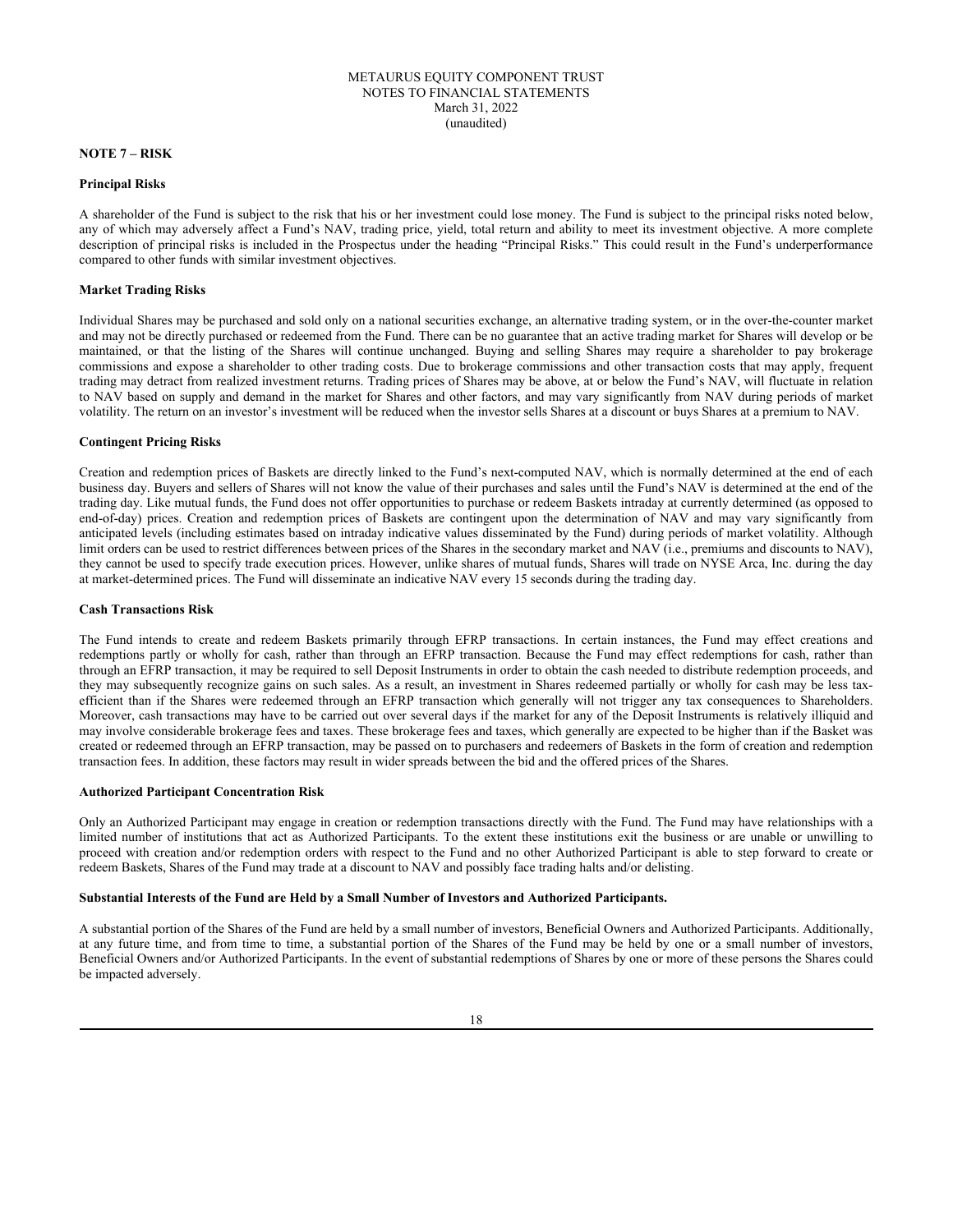## NOTE 7 – RISK

### Principal Risks

A shareholder of the Fund is subject to the risk that his or her investment could lose money. The Fund is subject to the principal risks noted below, any of which may adversely affect a Fund's NAV, trading price, yield, total return and ability to meet its investment objective. A more complete description of principal risks is included in the Prospectus under the heading "Principal Risks." This could result in the Fund's underperformance compared to other funds with similar investment objectives.

### Market Trading Risks

Individual Shares may be purchased and sold only on a national securities exchange, an alternative trading system, or in the over-the-counter market and may not be directly purchased or redeemed from the Fund. There can be no guarantee that an active trading market for Shares will develop or be maintained, or that the listing of the Shares will continue unchanged. Buying and selling Shares may require a shareholder to pay brokerage commissions and expose a shareholder to other trading costs. Due to brokerage commissions and other transaction costs that may apply, frequent trading may detract from realized investment returns. Trading prices of Shares may be above, at or below the Fund's NAV, will fluctuate in relation to NAV based on supply and demand in the market for Shares and other factors, and may vary significantly from NAV during periods of market volatility. The return on an investor's investment will be reduced when the investor sells Shares at a discount or buys Shares at a premium to NAV.

### Contingent Pricing Risks

Creation and redemption prices of Baskets are directly linked to the Fund's next-computed NAV, which is normally determined at the end of each business day. Buyers and sellers of Shares will not know the value of their purchases and sales until the Fund's NAV is determined at the end of the trading day. Like mutual funds, the Fund does not offer opportunities to purchase or redeem Baskets intraday at currently determined (as opposed to end-of-day) prices. Creation and redemption prices of Baskets are contingent upon the determination of NAV and may vary significantly from anticipated levels (including estimates based on intraday indicative values disseminated by the Fund) during periods of market volatility. Although limit orders can be used to restrict differences between prices of the Shares in the secondary market and NAV (i.e., premiums and discounts to NAV), they cannot be used to specify trade execution prices. However, unlike shares of mutual funds, Shares will trade on NYSE Arca, Inc. during the day at market-determined prices. The Fund will disseminate an indicative NAV every 15 seconds during the trading day.

### Cash Transactions Risk

The Fund intends to create and redeem Baskets primarily through EFRP transactions. In certain instances, the Fund may effect creations and redemptions partly or wholly for cash, rather than through an EFRP transaction. Because the Fund may effect redemptions for cash, rather than through an EFRP transaction, it may be required to sell Deposit Instruments in order to obtain the cash needed to distribute redemption proceeds, and they may subsequently recognize gains on such sales. As a result, an investment in Shares redeemed partially or wholly for cash may be less tax-efficient than if the Shares were redeemed through an EFRP transaction which generally will not trigger any tax consequences to Shareholders. Moreover, cash transactions may have to be carried out over several days if the market for any of the Deposit Instruments is relatively illiquid and may involve considerable brokerage fees and taxes. These brokerage fees and taxes, which generally are expected to be higher than if the Basket was created or redeemed through an EFRP transaction, may be passed on to purchasers and redeemers of Baskets in the form of creation and redemption transaction fees. In addition, these factors may result in wider spreads between the bid and the offered prices of the Shares.

### Authorized Participant Concentration Risk

Only an Authorized Participant may engage in creation or redemption transactions directly with the Fund. The Fund may have relationships with a limited number of institutions that act as Authorized Participants. To the extent these institutions exit the business or are unable or unwilling to proceed with creation and/or redemption orders with respect to the Fund and no other Authorized Participant is able to step forward to create or redeem Baskets, Shares of the Fund may trade at a discount to NAV and possibly face trading halts and/or delisting.

### Substantial Interests of the Fund are Held by a Small Number of Investors and Authorized Participants.

A substantial portion of the Shares of the Fund are held by a small number of investors, Beneficial Owners and Authorized Participants. Additionally, at any future time, and from time to time, a substantial portion of the Shares of the Fund may be held by one or a small number of investors, Beneficial Owners and/or Authorized Participants. In the event of substantial redemptions of Shares by one or more of these persons the Shares could be impacted adversely.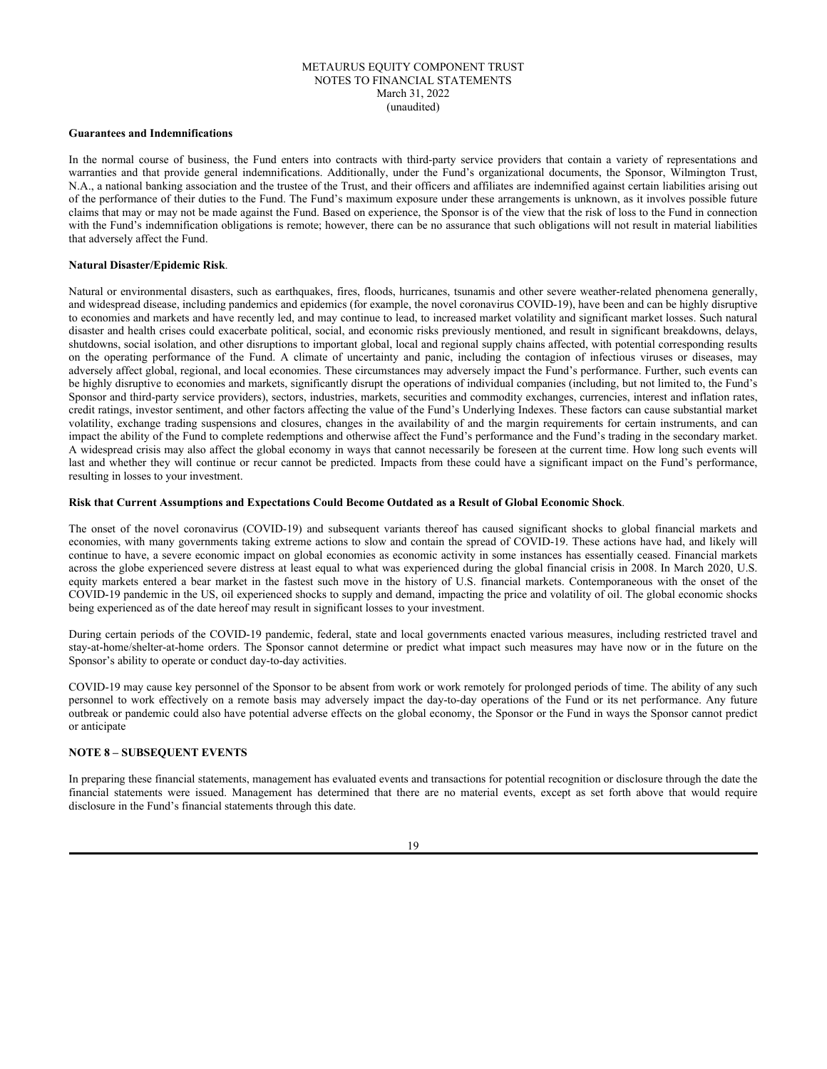METAURUS EQUITY COMPONENT TRUST
NOTES TO FINANCIAL STATEMENTS
March 31, 2022
(unaudited)

**Guarantees and Indemnifications**

In the normal course of business, the Fund enters into contracts with third-party service providers that contain a variety of representations and warranties and that provide general indemnifications. Additionally, under the Fund's organizational documents, the Sponsor, Wilmington Trust, N.A., a national banking association and the trustee of the Trust, and their officers and affiliates are indemnified against certain liabilities arising out of the performance of their duties to the Fund. The Fund's maximum exposure under these arrangements is unknown, as it involves possible future claims that may or may not be made against the Fund. Based on experience, the Sponsor is of the view that the risk of loss to the Fund in connection with the Fund's indemnification obligations is remote; however, there can be no assurance that such obligations will not result in material liabilities that adversely affect the Fund.

**Natural Disaster/Epidemic Risk**.

Natural or environmental disasters, such as earthquakes, fires, floods, hurricanes, tsunamis and other severe weather-related phenomena generally, and widespread disease, including pandemics and epidemics (for example, the novel coronavirus COVID-19), have been and can be highly disruptive to economies and markets and have recently led, and may continue to lead, to increased market volatility and significant market losses. Such natural disaster and health crises could exacerbate political, social, and economic risks previously mentioned, and result in significant breakdowns, delays, shutdowns, social isolation, and other disruptions to important global, local and regional supply chains affected, with potential corresponding results on the operating performance of the Fund. A climate of uncertainty and panic, including the contagion of infectious viruses or diseases, may adversely affect global, regional, and local economies. These circumstances may adversely impact the Fund's performance. Further, such events can be highly disruptive to economies and markets, significantly disrupt the operations of individual companies (including, but not limited to, the Fund's Sponsor and third-party service providers), sectors, industries, markets, securities and commodity exchanges, currencies, interest and inflation rates, credit ratings, investor sentiment, and other factors affecting the value of the Fund's Underlying Indexes. These factors can cause substantial market volatility, exchange trading suspensions and closures, changes in the availability of and the margin requirements for certain instruments, and can impact the ability of the Fund to complete redemptions and otherwise affect the Fund's performance and the Fund's trading in the secondary market. A widespread crisis may also affect the global economy in ways that cannot necessarily be foreseen at the current time. How long such events will last and whether they will continue or recur cannot be predicted. Impacts from these could have a significant impact on the Fund's performance, resulting in losses to your investment.

**Risk that Current Assumptions and Expectations Could Become Outdated as a Result of Global Economic Shock**.

The onset of the novel coronavirus (COVID-19) and subsequent variants thereof has caused significant shocks to global financial markets and economies, with many governments taking extreme actions to slow and contain the spread of COVID-19. These actions have had, and likely will continue to have, a severe economic impact on global economies as economic activity in some instances has essentially ceased. Financial markets across the globe experienced severe distress at least equal to what was experienced during the global financial crisis in 2008. In March 2020, U.S. equity markets entered a bear market in the fastest such move in the history of U.S. financial markets. Contemporaneous with the onset of the COVID-19 pandemic in the US, oil experienced shocks to supply and demand, impacting the price and volatility of oil. The global economic shocks being experienced as of the date hereof may result in significant losses to your investment.

During certain periods of the COVID-19 pandemic, federal, state and local governments enacted various measures, including restricted travel and stay-at-home/shelter-at-home orders. The Sponsor cannot determine or predict what impact such measures may have now or in the future on the Sponsor's ability to operate or conduct day-to-day activities.

COVID-19 may cause key personnel of the Sponsor to be absent from work or work remotely for prolonged periods of time. The ability of any such personnel to work effectively on a remote basis may adversely impact the day-to-day operations of the Fund or its net performance. Any future outbreak or pandemic could also have potential adverse effects on the global economy, the Sponsor or the Fund in ways the Sponsor cannot predict or anticipate

**NOTE 8 – SUBSEQUENT EVENTS**

In preparing these financial statements, management has evaluated events and transactions for potential recognition or disclosure through the date the financial statements were issued. Management has determined that there are no material events, except as set forth above that would require disclosure in the Fund's financial statements through this date.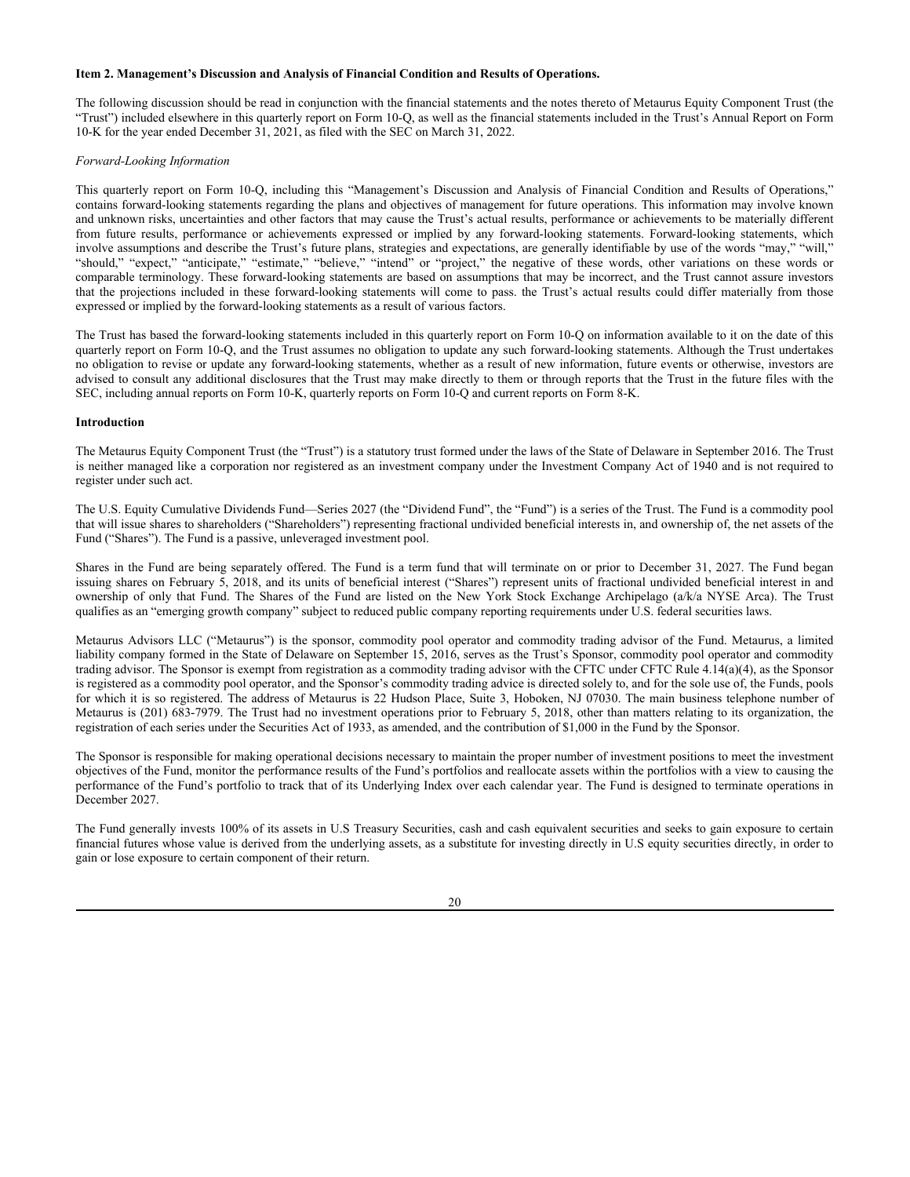**Item 2. Management's Discussion and Analysis of Financial Condition and Results of Operations.**

The following discussion should be read in conjunction with the financial statements and the notes thereto of Metaurus Equity Component Trust (the "Trust") included elsewhere in this quarterly report on Form 10-Q, as well as the financial statements included in the Trust's Annual Report on Form 10-K for the year ended December 31, 2021, as filed with the SEC on March 31, 2022.

*Forward-Looking Information*

This quarterly report on Form 10-Q, including this "Management's Discussion and Analysis of Financial Condition and Results of Operations," contains forward-looking statements regarding the plans and objectives of management for future operations. This information may involve known and unknown risks, uncertainties and other factors that may cause the Trust's actual results, performance or achievements to be materially different from future results, performance or achievements expressed or implied by any forward-looking statements. Forward-looking statements, which involve assumptions and describe the Trust's future plans, strategies and expectations, are generally identifiable by use of the words "may," "will," "should," "expect," "anticipate," "estimate," "believe," "intend" or "project," the negative of these words, other variations on these words or comparable terminology. These forward-looking statements are based on assumptions that may be incorrect, and the Trust cannot assure investors that the projections included in these forward-looking statements will come to pass. the Trust's actual results could differ materially from those expressed or implied by the forward-looking statements as a result of various factors.

The Trust has based the forward-looking statements included in this quarterly report on Form 10-Q on information available to it on the date of this quarterly report on Form 10-Q, and the Trust assumes no obligation to update any such forward-looking statements. Although the Trust undertakes no obligation to revise or update any forward-looking statements, whether as a result of new information, future events or otherwise, investors are advised to consult any additional disclosures that the Trust may make directly to them or through reports that the Trust in the future files with the SEC, including annual reports on Form 10-K, quarterly reports on Form 10-Q and current reports on Form 8-K.

**Introduction**

The Metaurus Equity Component Trust (the "Trust") is a statutory trust formed under the laws of the State of Delaware in September 2016. The Trust is neither managed like a corporation nor registered as an investment company under the Investment Company Act of 1940 and is not required to register under such act.

The U.S. Equity Cumulative Dividends Fund—Series 2027 (the "Dividend Fund", the "Fund") is a series of the Trust. The Fund is a commodity pool that will issue shares to shareholders ("Shareholders") representing fractional undivided beneficial interests in, and ownership of, the net assets of the Fund ("Shares"). The Fund is a passive, unleveraged investment pool.

Shares in the Fund are being separately offered. The Fund is a term fund that will terminate on or prior to December 31, 2027. The Fund began issuing shares on February 5, 2018, and its units of beneficial interest ("Shares") represent units of fractional undivided beneficial interest in and ownership of only that Fund. The Shares of the Fund are listed on the New York Stock Exchange Archipelago (a/k/a NYSE Arca). The Trust qualifies as an "emerging growth company" subject to reduced public company reporting requirements under U.S. federal securities laws.

Metaurus Advisors LLC ("Metaurus") is the sponsor, commodity pool operator and commodity trading advisor of the Fund. Metaurus, a limited liability company formed in the State of Delaware on September 15, 2016, serves as the Trust's Sponsor, commodity pool operator and commodity trading advisor. The Sponsor is exempt from registration as a commodity trading advisor with the CFTC under CFTC Rule 4.14(a)(4), as the Sponsor is registered as a commodity pool operator, and the Sponsor's commodity trading advice is directed solely to, and for the sole use of, the Funds, pools for which it is so registered. The address of Metaurus is 22 Hudson Place, Suite 3, Hoboken, NJ 07030. The main business telephone number of Metaurus is (201) 683-7979. The Trust had no investment operations prior to February 5, 2018, other than matters relating to its organization, the registration of each series under the Securities Act of 1933, as amended, and the contribution of $1,000 in the Fund by the Sponsor.

The Sponsor is responsible for making operational decisions necessary to maintain the proper number of investment positions to meet the investment objectives of the Fund, monitor the performance results of the Fund's portfolios and reallocate assets within the portfolios with a view to causing the performance of the Fund's portfolio to track that of its Underlying Index over each calendar year. The Fund is designed to terminate operations in December 2027.

The Fund generally invests 100% of its assets in U.S Treasury Securities, cash and cash equivalent securities and seeks to gain exposure to certain financial futures whose value is derived from the underlying assets, as a substitute for investing directly in U.S equity securities directly, in order to gain or lose exposure to certain component of their return.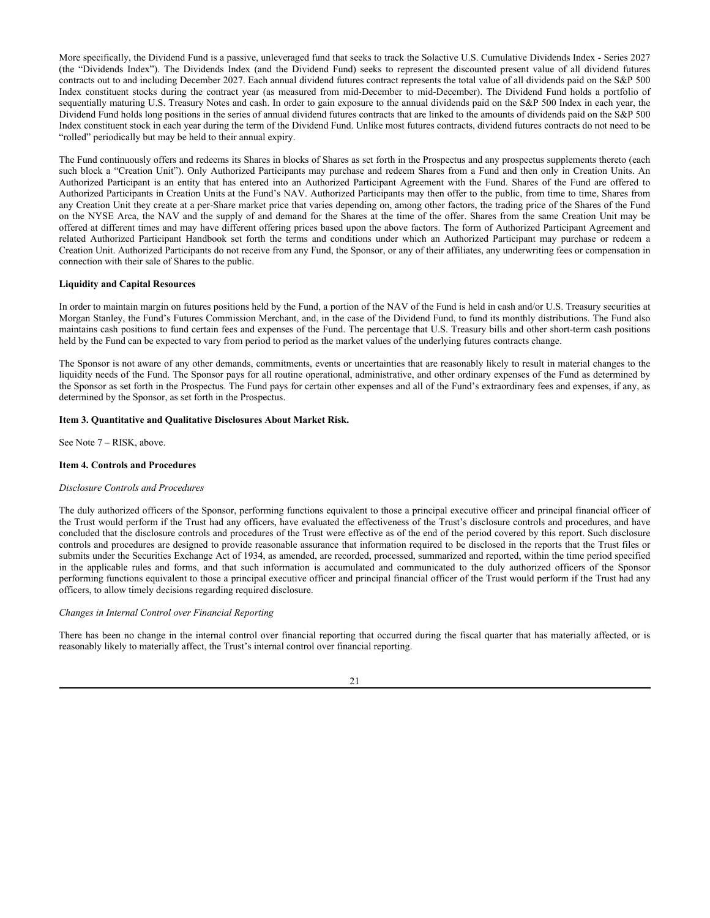More specifically, the Dividend Fund is a passive, unleveraged fund that seeks to track the Solactive U.S. Cumulative Dividends Index - Series 2027 (the "Dividends Index"). The Dividends Index (and the Dividend Fund) seeks to represent the discounted present value of all dividend futures contracts out to and including December 2027. Each annual dividend futures contract represents the total value of all dividends paid on the S&P 500 Index constituent stocks during the contract year (as measured from mid-December to mid-December). The Dividend Fund holds a portfolio of sequentially maturing U.S. Treasury Notes and cash. In order to gain exposure to the annual dividends paid on the S&P 500 Index in each year, the Dividend Fund holds long positions in the series of annual dividend futures contracts that are linked to the amounts of dividends paid on the S&P 500 Index constituent stock in each year during the term of the Dividend Fund. Unlike most futures contracts, dividend futures contracts do not need to be "rolled" periodically but may be held to their annual expiry.

The Fund continuously offers and redeems its Shares in blocks of Shares as set forth in the Prospectus and any prospectus supplements thereto (each such block a "Creation Unit"). Only Authorized Participants may purchase and redeem Shares from a Fund and then only in Creation Units. An Authorized Participant is an entity that has entered into an Authorized Participant Agreement with the Fund. Shares of the Fund are offered to Authorized Participants in Creation Units at the Fund's NAV. Authorized Participants may then offer to the public, from time to time, Shares from any Creation Unit they create at a per-Share market price that varies depending on, among other factors, the trading price of the Shares of the Fund on the NYSE Arca, the NAV and the supply of and demand for the Shares at the time of the offer. Shares from the same Creation Unit may be offered at different times and may have different offering prices based upon the above factors. The form of Authorized Participant Agreement and related Authorized Participant Handbook set forth the terms and conditions under which an Authorized Participant may purchase or redeem a Creation Unit. Authorized Participants do not receive from any Fund, the Sponsor, or any of their affiliates, any underwriting fees or compensation in connection with their sale of Shares to the public.

**Liquidity and Capital Resources**

In order to maintain margin on futures positions held by the Fund, a portion of the NAV of the Fund is held in cash and/or U.S. Treasury securities at Morgan Stanley, the Fund's Futures Commission Merchant, and, in the case of the Dividend Fund, to fund its monthly distributions. The Fund also maintains cash positions to fund certain fees and expenses of the Fund. The percentage that U.S. Treasury bills and other short-term cash positions held by the Fund can be expected to vary from period to period as the market values of the underlying futures contracts change.

The Sponsor is not aware of any other demands, commitments, events or uncertainties that are reasonably likely to result in material changes to the liquidity needs of the Fund. The Sponsor pays for all routine operational, administrative, and other ordinary expenses of the Fund as determined by the Sponsor as set forth in the Prospectus. The Fund pays for certain other expenses and all of the Fund's extraordinary fees and expenses, if any, as determined by the Sponsor, as set forth in the Prospectus.

**Item 3. Quantitative and Qualitative Disclosures About Market Risk.**

See Note 7 – RISK, above.

**Item 4. Controls and Procedures**

*Disclosure Controls and Procedures*

The duly authorized officers of the Sponsor, performing functions equivalent to those a principal executive officer and principal financial officer of the Trust would perform if the Trust had any officers, have evaluated the effectiveness of the Trust's disclosure controls and procedures, and have concluded that the disclosure controls and procedures of the Trust were effective as of the end of the period covered by this report. Such disclosure controls and procedures are designed to provide reasonable assurance that information required to be disclosed in the reports that the Trust files or submits under the Securities Exchange Act of 1934, as amended, are recorded, processed, summarized and reported, within the time period specified in the applicable rules and forms, and that such information is accumulated and communicated to the duly authorized officers of the Sponsor performing functions equivalent to those a principal executive officer and principal financial officer of the Trust would perform if the Trust had any officers, to allow timely decisions regarding required disclosure.

*Changes in Internal Control over Financial Reporting*

There has been no change in the internal control over financial reporting that occurred during the fiscal quarter that has materially affected, or is reasonably likely to materially affect, the Trust's internal control over financial reporting.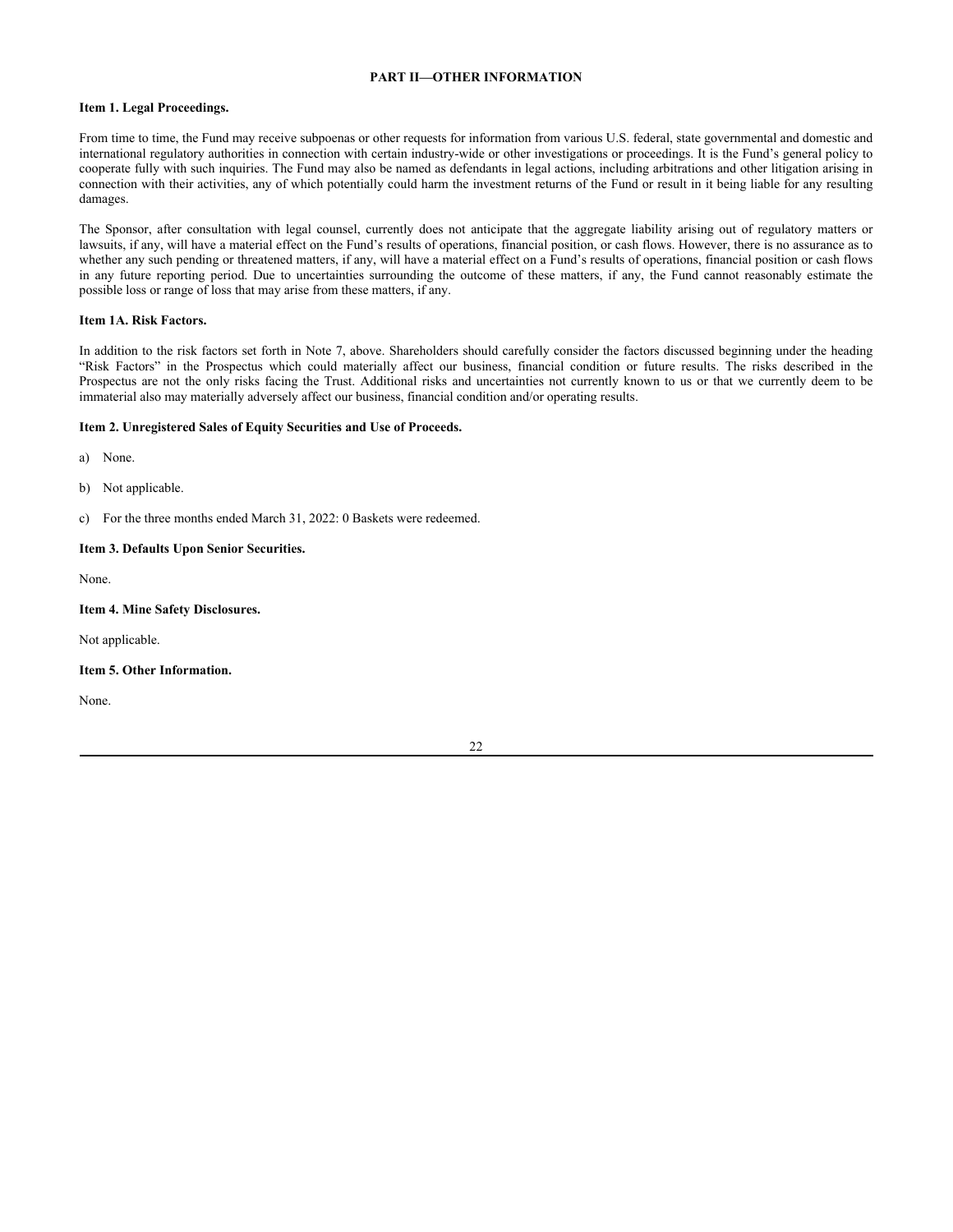# PART II—OTHER INFORMATION

### Item 1. Legal Proceedings.

From time to time, the Fund may receive subpoenas or other requests for information from various U.S. federal, state governmental and domestic and international regulatory authorities in connection with certain industry-wide or other investigations or proceedings. It is the Fund's general policy to cooperate fully with such inquiries. The Fund may also be named as defendants in legal actions, including arbitrations and other litigation arising in connection with their activities, any of which potentially could harm the investment returns of the Fund or result in it being liable for any resulting damages.

The Sponsor, after consultation with legal counsel, currently does not anticipate that the aggregate liability arising out of regulatory matters or lawsuits, if any, will have a material effect on the Fund's results of operations, financial position, or cash flows. However, there is no assurance as to whether any such pending or threatened matters, if any, will have a material effect on a Fund's results of operations, financial position or cash flows in any future reporting period. Due to uncertainties surrounding the outcome of these matters, if any, the Fund cannot reasonably estimate the possible loss or range of loss that may arise from these matters, if any.

### Item 1A. Risk Factors.

In addition to the risk factors set forth in Note 7, above. Shareholders should carefully consider the factors discussed beginning under the heading "Risk Factors" in the Prospectus which could materially affect our business, financial condition or future results. The risks described in the Prospectus are not the only risks facing the Trust. Additional risks and uncertainties not currently known to us or that we currently deem to be immaterial also may materially adversely affect our business, financial condition and/or operating results.

### Item 2. Unregistered Sales of Equity Securities and Use of Proceeds.

a) None.

b) Not applicable.

c) For the three months ended March 31, 2022: 0 Baskets were redeemed.

### Item 3. Defaults Upon Senior Securities.

None.

### Item 4. Mine Safety Disclosures.

Not applicable.

### Item 5. Other Information.

None.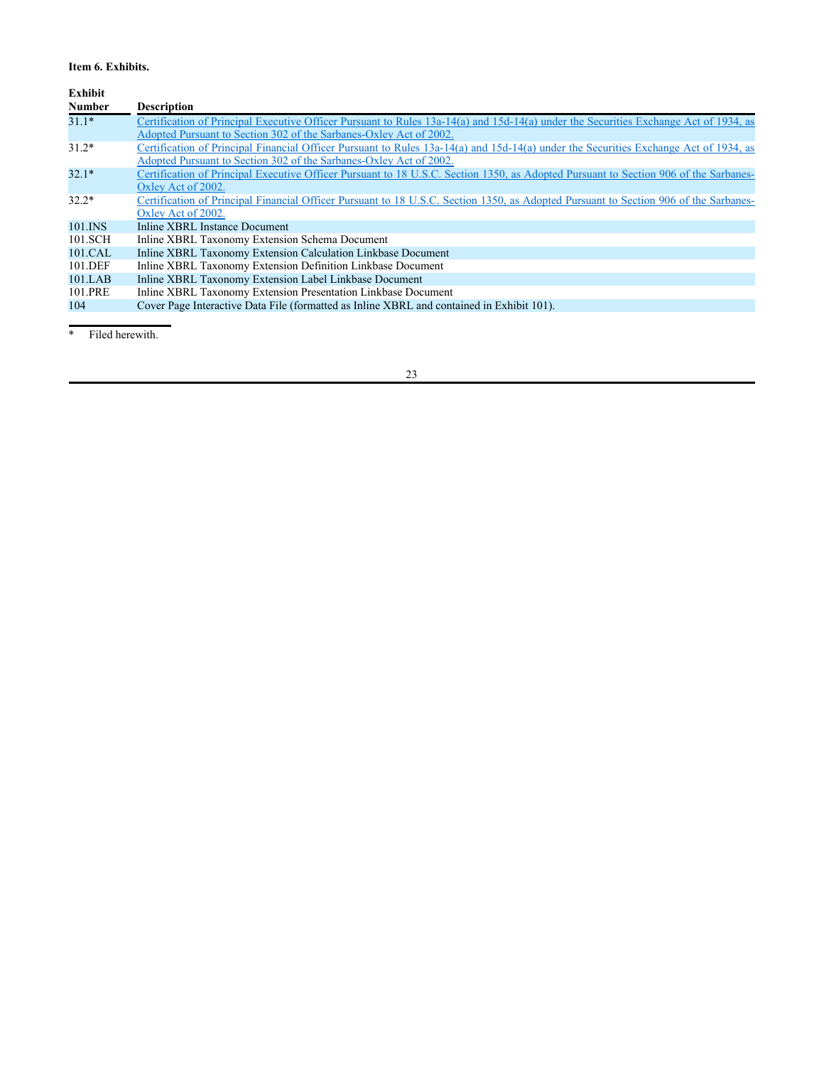**Item 6. Exhibits.**

| Exhibit Number | Description |
|---|---|
| 31.1* | Certification of Principal Executive Officer Pursuant to Rules 13a-14(a) and 15d-14(a) under the Securities Exchange Act of 1934, as Adopted Pursuant to Section 302 of the Sarbanes-Oxley Act of 2002. |
| 31.2* | Certification of Principal Financial Officer Pursuant to Rules 13a-14(a) and 15d-14(a) under the Securities Exchange Act of 1934, as Adopted Pursuant to Section 302 of the Sarbanes-Oxley Act of 2002. |
| 32.1* | Certification of Principal Executive Officer Pursuant to 18 U.S.C. Section 1350, as Adopted Pursuant to Section 906 of the Sarbanes-Oxley Act of 2002. |
| 32.2* | Certification of Principal Financial Officer Pursuant to 18 U.S.C. Section 1350, as Adopted Pursuant to Section 906 of the Sarbanes-Oxley Act of 2002. |
| 101.INS | Inline XBRL Instance Document |
| 101.SCH | Inline XBRL Taxonomy Extension Schema Document |
| 101.CAL | Inline XBRL Taxonomy Extension Calculation Linkbase Document |
| 101.DEF | Inline XBRL Taxonomy Extension Definition Linkbase Document |
| 101.LAB | Inline XBRL Taxonomy Extension Label Linkbase Document |
| 101.PRE | Inline XBRL Taxonomy Extension Presentation Linkbase Document |
| 104 | Cover Page Interactive Data File (formatted as Inline XBRL and contained in Exhibit 101). |

\* Filed herewith.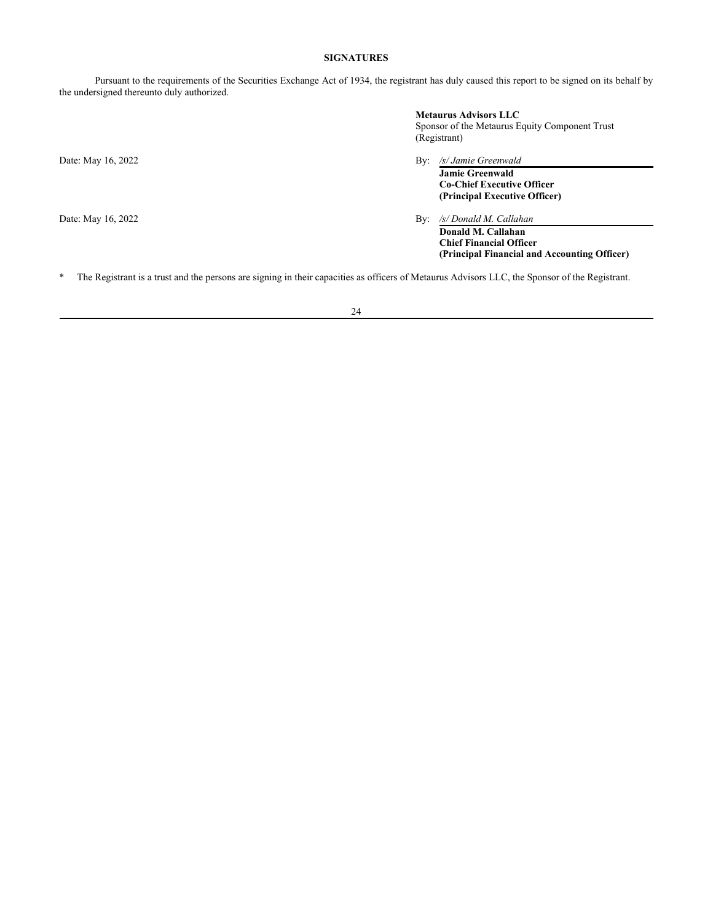## SIGNATURES

Pursuant to the requirements of the Securities Exchange Act of 1934, the registrant has duly caused this report to be signed on its behalf by the undersigned thereunto duly authorized.

**Metaurus Advisors LLC**
Sponsor of the Metaurus Equity Component Trust
(Registrant)

Date: May 16, 2022

By: */s/ Jamie Greenwald*
**Jamie Greenwald**
**Co-Chief Executive Officer**
**(Principal Executive Officer)**

Date: May 16, 2022

By: */s/ Donald M. Callahan*
**Donald M. Callahan**
**Chief Financial Officer**
**(Principal Financial and Accounting Officer)**

* The Registrant is a trust and the persons are signing in their capacities as officers of Metaurus Advisors LLC, the Sponsor of the Registrant.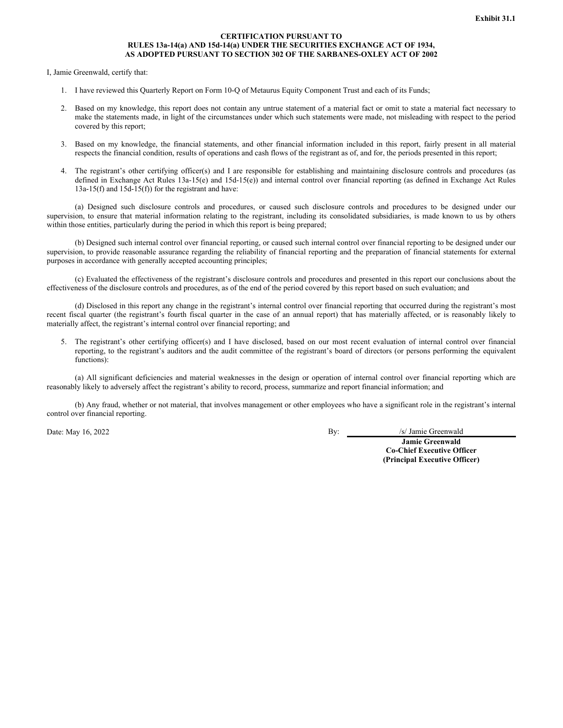**Exhibit 31.1**

**CERTIFICATION PURSUANT TO RULES 13a-14(a) AND 15d-14(a) UNDER THE SECURITIES EXCHANGE ACT OF 1934, AS ADOPTED PURSUANT TO SECTION 302 OF THE SARBANES-OXLEY ACT OF 2002**

I, Jamie Greenwald, certify that:

1. I have reviewed this Quarterly Report on Form 10-Q of Metaurus Equity Component Trust and each of its Funds;

2. Based on my knowledge, this report does not contain any untrue statement of a material fact or omit to state a material fact necessary to make the statements made, in light of the circumstances under which such statements were made, not misleading with respect to the period covered by this report;

3. Based on my knowledge, the financial statements, and other financial information included in this report, fairly present in all material respects the financial condition, results of operations and cash flows of the registrant as of, and for, the periods presented in this report;

4. The registrant's other certifying officer(s) and I are responsible for establishing and maintaining disclosure controls and procedures (as defined in Exchange Act Rules 13a-15(e) and 15d-15(e)) and internal control over financial reporting (as defined in Exchange Act Rules 13a-15(f) and 15d-15(f)) for the registrant and have:

(a) Designed such disclosure controls and procedures, or caused such disclosure controls and procedures to be designed under our supervision, to ensure that material information relating to the registrant, including its consolidated subsidiaries, is made known to us by others within those entities, particularly during the period in which this report is being prepared;

(b) Designed such internal control over financial reporting, or caused such internal control over financial reporting to be designed under our supervision, to provide reasonable assurance regarding the reliability of financial reporting and the preparation of financial statements for external purposes in accordance with generally accepted accounting principles;

(c) Evaluated the effectiveness of the registrant's disclosure controls and procedures and presented in this report our conclusions about the effectiveness of the disclosure controls and procedures, as of the end of the period covered by this report based on such evaluation; and

(d) Disclosed in this report any change in the registrant's internal control over financial reporting that occurred during the registrant's most recent fiscal quarter (the registrant's fourth fiscal quarter in the case of an annual report) that has materially affected, or is reasonably likely to materially affect, the registrant's internal control over financial reporting; and

5. The registrant's other certifying officer(s) and I have disclosed, based on our most recent evaluation of internal control over financial reporting, to the registrant's auditors and the audit committee of the registrant's board of directors (or persons performing the equivalent functions):

(a) All significant deficiencies and material weaknesses in the design or operation of internal control over financial reporting which are reasonably likely to adversely affect the registrant's ability to record, process, summarize and report financial information; and

(b) Any fraud, whether or not material, that involves management or other employees who have a significant role in the registrant's internal control over financial reporting.

Date: May 16, 2022

By: /s/ Jamie Greenwald

**Jamie Greenwald**
**Co-Chief Executive Officer**
**(Principal Executive Officer)**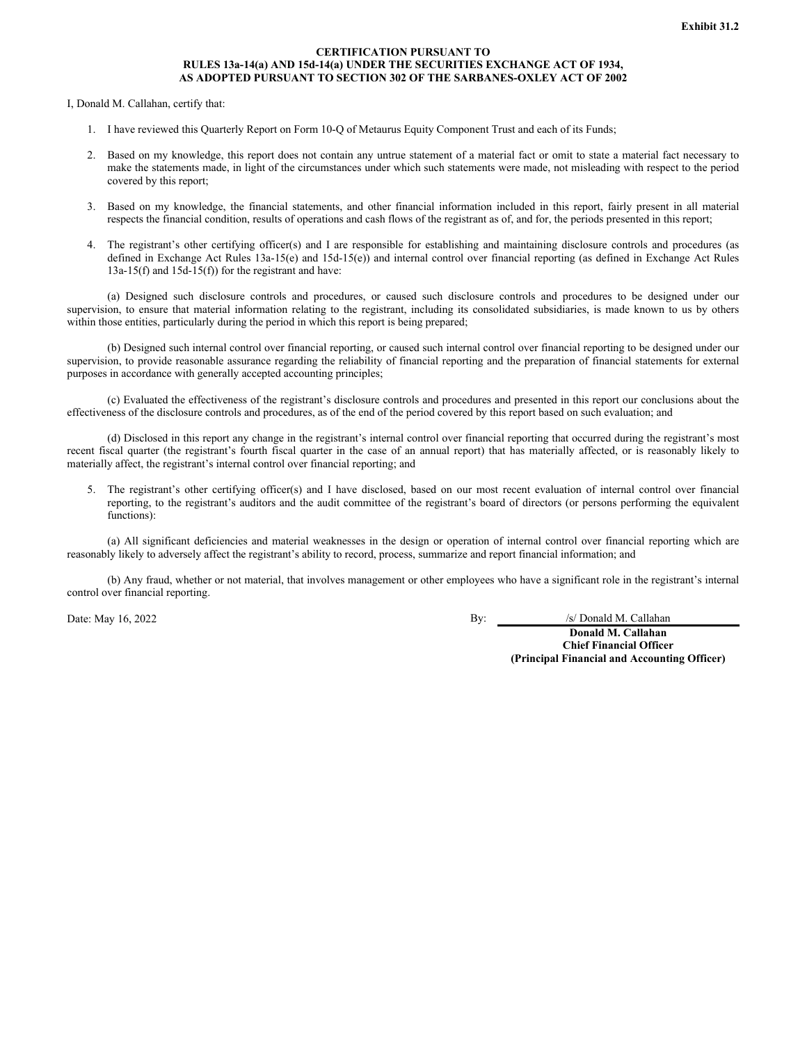**Exhibit 31.2**

**CERTIFICATION PURSUANT TO RULES 13a-14(a) AND 15d-14(a) UNDER THE SECURITIES EXCHANGE ACT OF 1934, AS ADOPTED PURSUANT TO SECTION 302 OF THE SARBANES-OXLEY ACT OF 2002**

I, Donald M. Callahan, certify that:

1. I have reviewed this Quarterly Report on Form 10-Q of Metaurus Equity Component Trust and each of its Funds;
2. Based on my knowledge, this report does not contain any untrue statement of a material fact or omit to state a material fact necessary to make the statements made, in light of the circumstances under which such statements were made, not misleading with respect to the period covered by this report;
3. Based on my knowledge, the financial statements, and other financial information included in this report, fairly present in all material respects the financial condition, results of operations and cash flows of the registrant as of, and for, the periods presented in this report;
4. The registrant's other certifying officer(s) and I are responsible for establishing and maintaining disclosure controls and procedures (as defined in Exchange Act Rules 13a-15(e) and 15d-15(e)) and internal control over financial reporting (as defined in Exchange Act Rules 13a-15(f) and 15d-15(f)) for the registrant and have:

(a) Designed such disclosure controls and procedures, or caused such disclosure controls and procedures to be designed under our supervision, to ensure that material information relating to the registrant, including its consolidated subsidiaries, is made known to us by others within those entities, particularly during the period in which this report is being prepared;

(b) Designed such internal control over financial reporting, or caused such internal control over financial reporting to be designed under our supervision, to provide reasonable assurance regarding the reliability of financial reporting and the preparation of financial statements for external purposes in accordance with generally accepted accounting principles;

(c) Evaluated the effectiveness of the registrant's disclosure controls and procedures and presented in this report our conclusions about the effectiveness of the disclosure controls and procedures, as of the end of the period covered by this report based on such evaluation; and

(d) Disclosed in this report any change in the registrant's internal control over financial reporting that occurred during the registrant's most recent fiscal quarter (the registrant's fourth fiscal quarter in the case of an annual report) that has materially affected, or is reasonably likely to materially affect, the registrant's internal control over financial reporting; and

5. The registrant's other certifying officer(s) and I have disclosed, based on our most recent evaluation of internal control over financial reporting, to the registrant's auditors and the audit committee of the registrant's board of directors (or persons performing the equivalent functions):

(a) All significant deficiencies and material weaknesses in the design or operation of internal control over financial reporting which are reasonably likely to adversely affect the registrant's ability to record, process, summarize and report financial information; and

(b) Any fraud, whether or not material, that involves management or other employees who have a significant role in the registrant's internal control over financial reporting.

Date: May 16, 2022

By: /s/ Donald M. Callahan

**Donald M. Callahan**
**Chief Financial Officer**
**(Principal Financial and Accounting Officer)**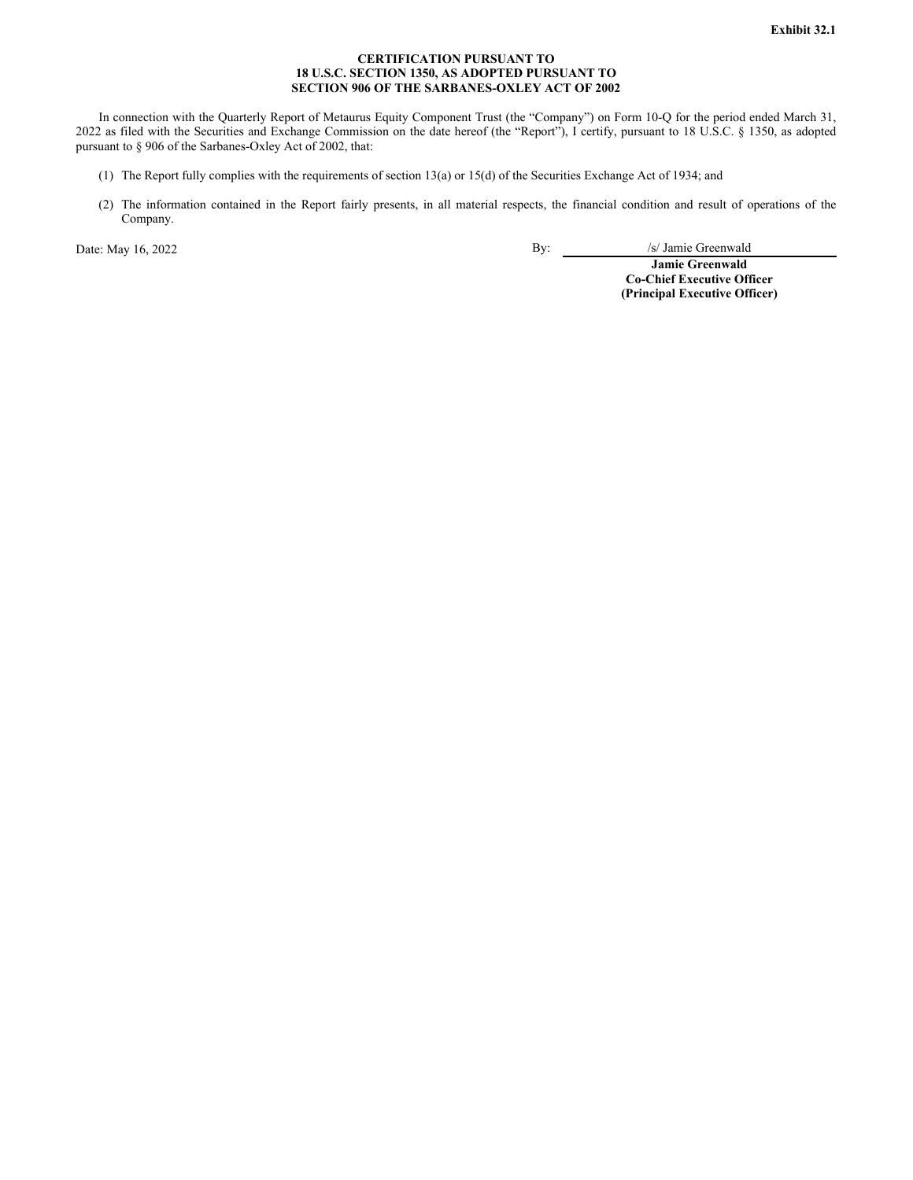**Exhibit 32.1**

**CERTIFICATION PURSUANT TO
18 U.S.C. SECTION 1350, AS ADOPTED PURSUANT TO
SECTION 906 OF THE SARBANES-OXLEY ACT OF 2002**

In connection with the Quarterly Report of Metaurus Equity Component Trust (the "Company") on Form 10-Q for the period ended March 31, 2022 as filed with the Securities and Exchange Commission on the date hereof (the "Report"), I certify, pursuant to 18 U.S.C. § 1350, as adopted pursuant to § 906 of the Sarbanes-Oxley Act of 2002, that:

(1) The Report fully complies with the requirements of section 13(a) or 15(d) of the Securities Exchange Act of 1934; and

(2) The information contained in the Report fairly presents, in all material respects, the financial condition and result of operations of the Company.

Date: May 16, 2022

By: /s/ Jamie Greenwald
**Jamie Greenwald**
**Co-Chief Executive Officer**
**(Principal Executive Officer)**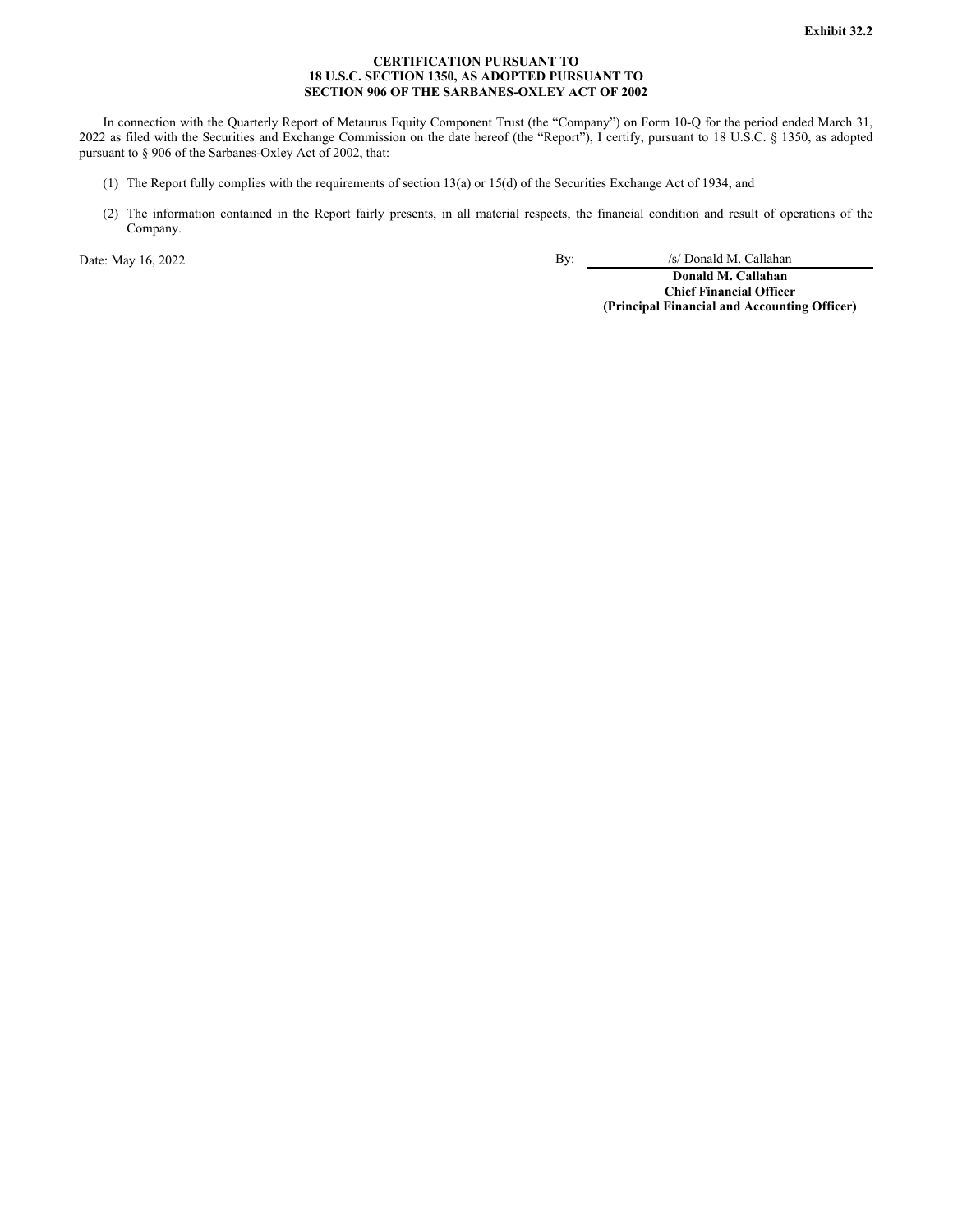**Exhibit 32.2**

**CERTIFICATION PURSUANT TO**
**18 U.S.C. SECTION 1350, AS ADOPTED PURSUANT TO**
**SECTION 906 OF THE SARBANES-OXLEY ACT OF 2002**

In connection with the Quarterly Report of Metaurus Equity Component Trust (the "Company") on Form 10-Q for the period ended March 31, 2022 as filed with the Securities and Exchange Commission on the date hereof (the "Report"), I certify, pursuant to 18 U.S.C. § 1350, as adopted pursuant to § 906 of the Sarbanes-Oxley Act of 2002, that:

(1) The Report fully complies with the requirements of section 13(a) or 15(d) of the Securities Exchange Act of 1934; and

(2) The information contained in the Report fairly presents, in all material respects, the financial condition and result of operations of the Company.

Date: May 16, 2022

By: /s/ Donald M. Callahan

**Donald M. Callahan**
**Chief Financial Officer**
**(Principal Financial and Accounting Officer)**